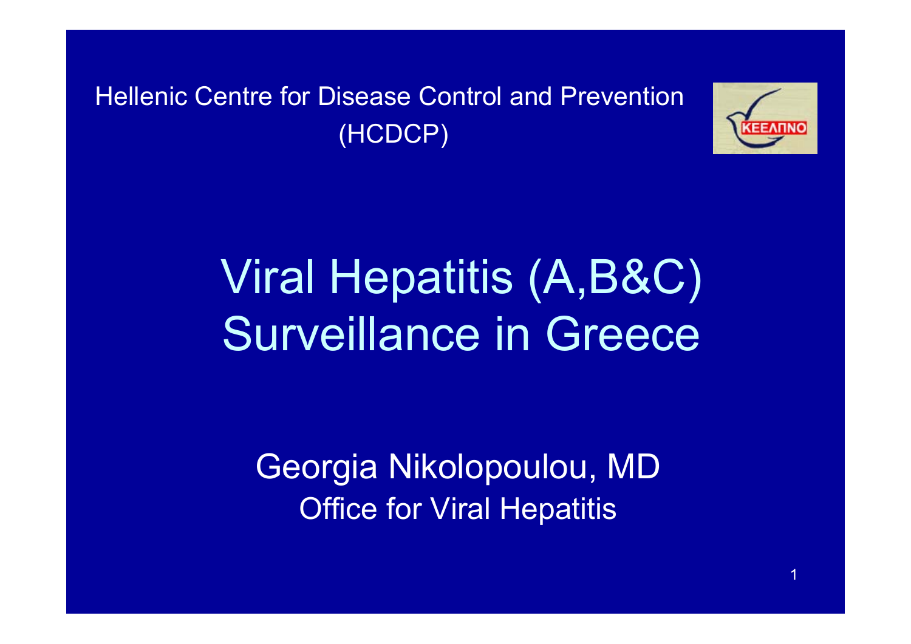Hellenic Centre for Disease Control and Prevention (HCDCP)

# Viral Hepatitis (A,B&C) Surveillance in Greece

Georgia Nikolopoulou, MD

Office for Viral Hepatitis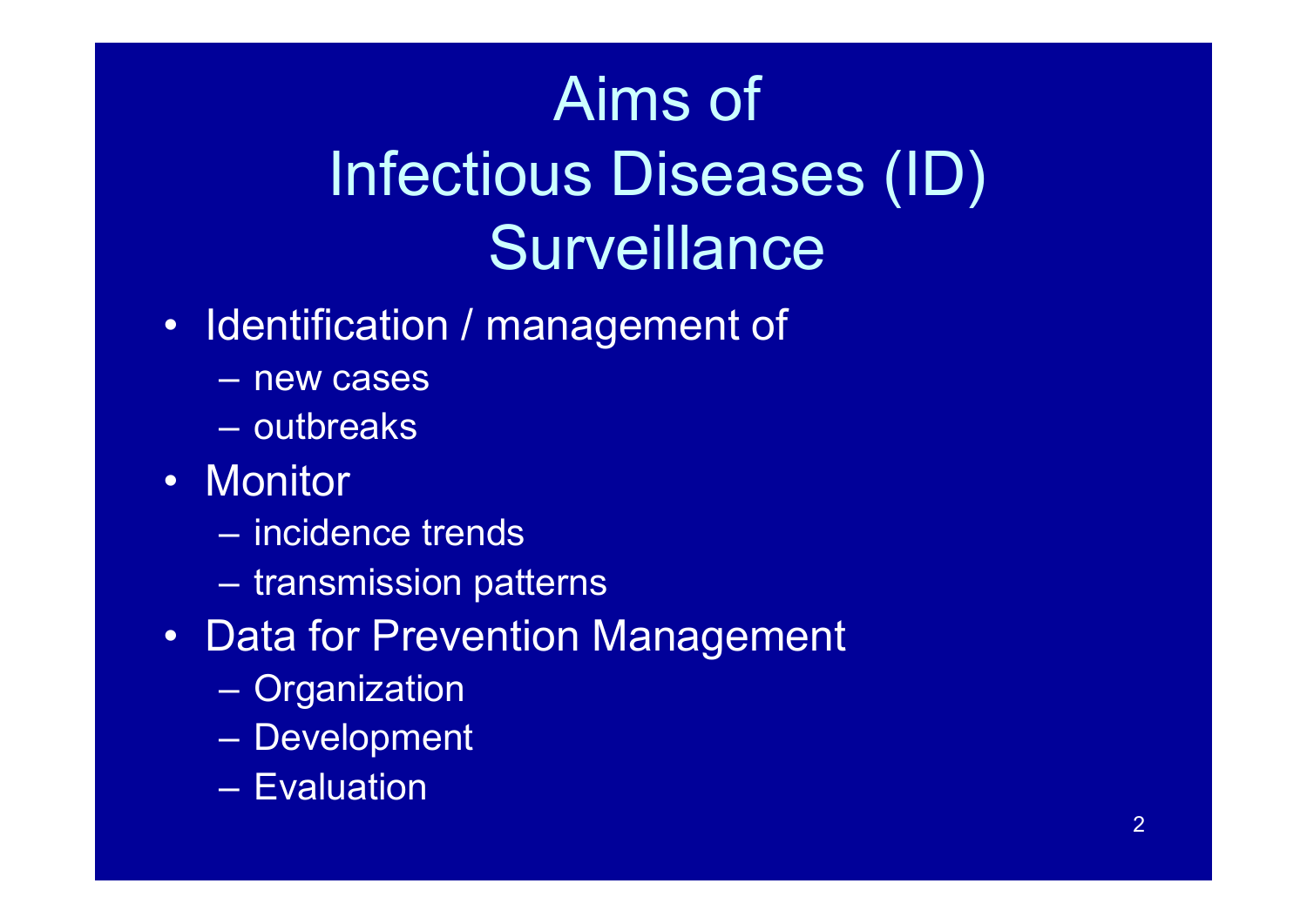# Aims of Infectious Diseases (ID) Surveillance

- Identification / management of
  - new cases
  - outbreaks
- Monitor
  - incidence trends
  - transmission patterns
- Data for Prevention Management
  - Organization
  - Development
  - Evaluation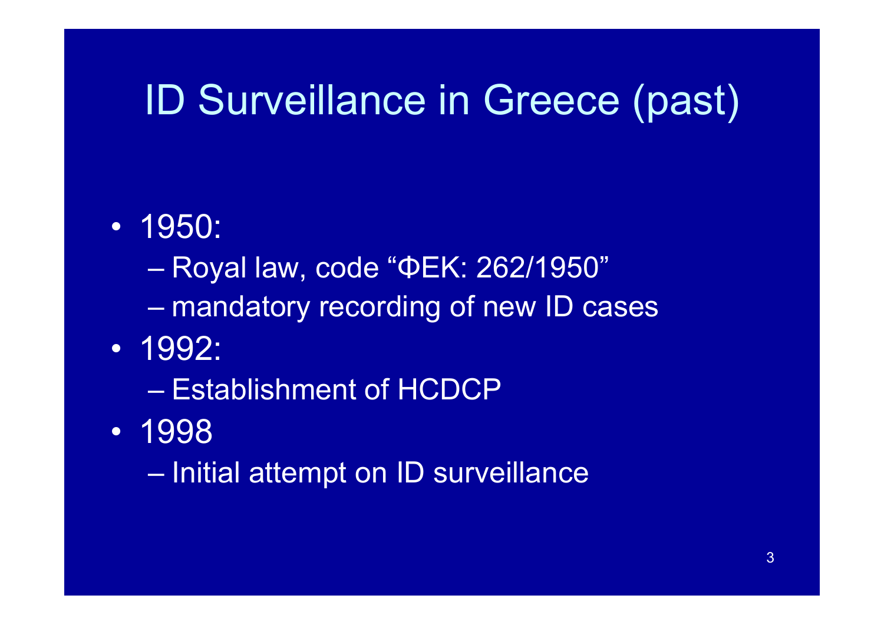# ID Surveillance in Greece (past)

- 1950:
  - Royal law, code "ΦΕΚ: 262/1950"
  - mandatory recording of new ID cases
- 1992:
  - Establishment of HCDCP
- 1998
  - Initial attempt on ID surveillance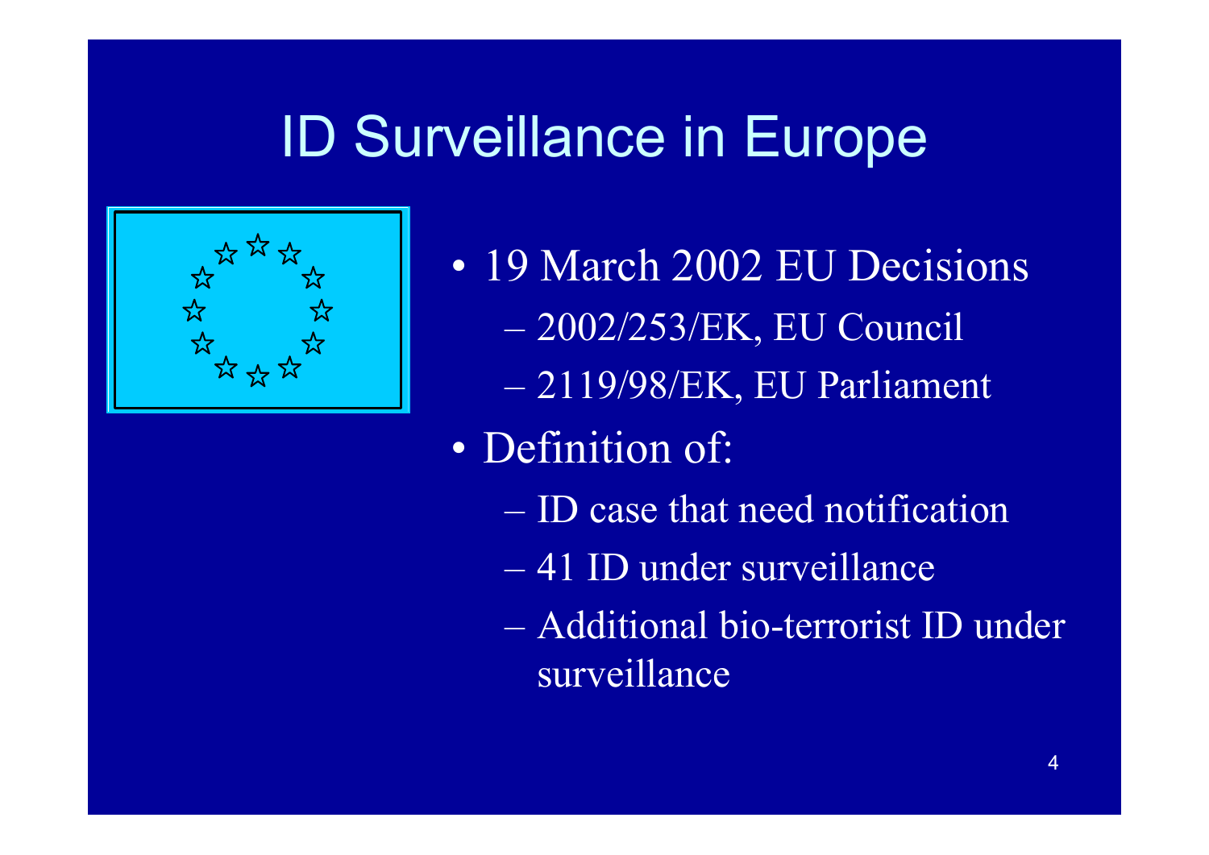# ID Surveillance in Europe

- 19 March 2002 EU Decisions
  - 2002/253/EK, EU Council
  - 2119/98/EK, EU Parliament
- Definition of:
  - ID case that need notification
  - 41 ID under surveillance
  - Additional bio-terrorist ID under surveillance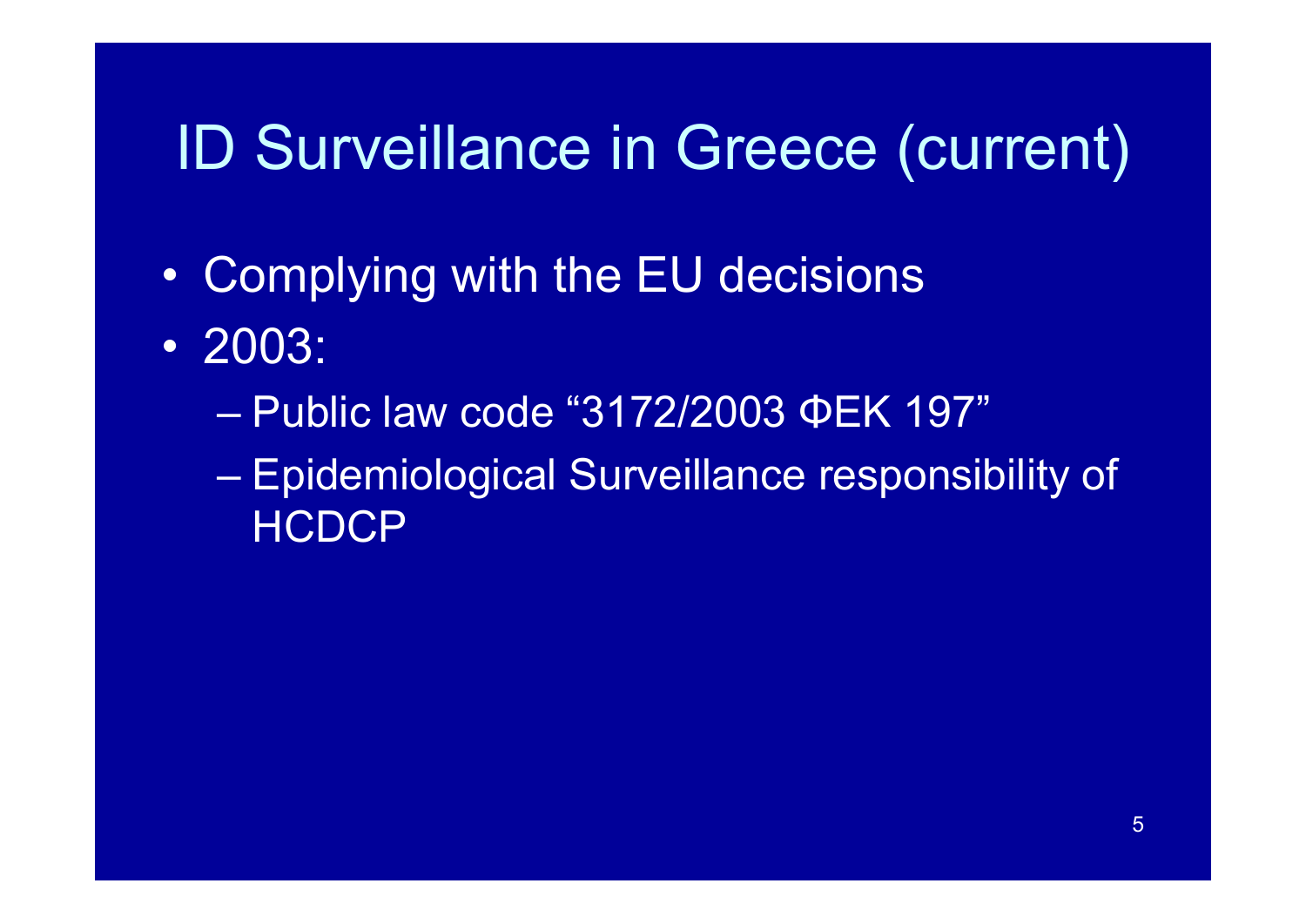# ID Surveillance in Greece (current)

- Complying with the EU decisions
- 2003:
  - Public law code “3172/2003 ΦΕΚ 197”
  - Epidemiological Surveillance responsibility of HCDCP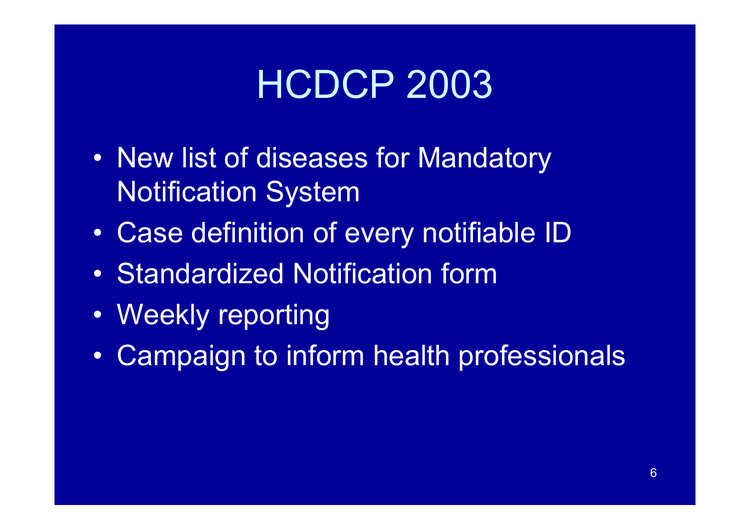# HCDCP 2003

- New list of diseases for Mandatory Notification System
- Case definition of every notifiable ID
- Standardized Notification form
- Weekly reporting
- Campaign to inform health professionals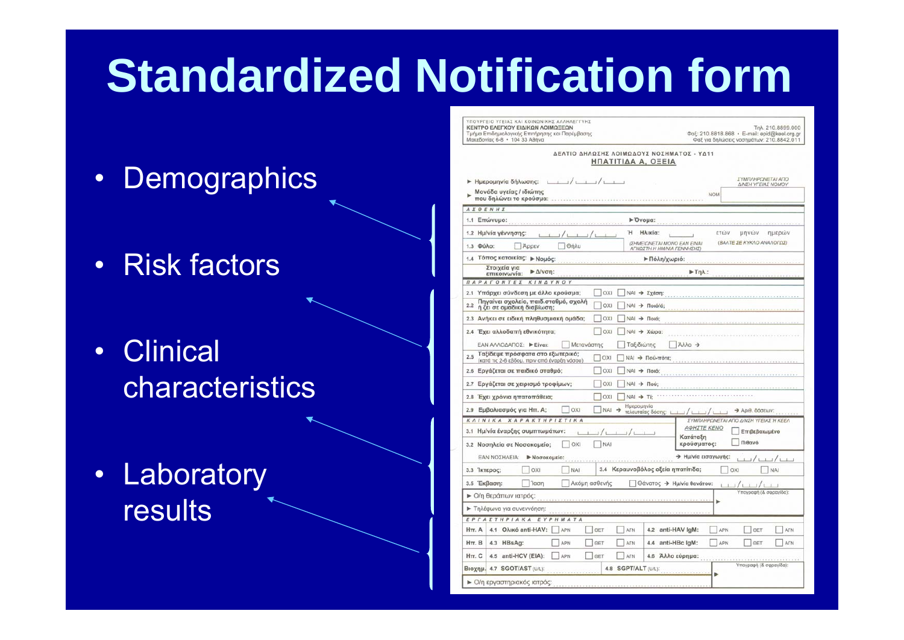# Standardized Notification form

- Demographics
- Risk factors
- Clinical characteristics
- Laboratory results

ΥΠΟΥΡΓΕΙΟ ΥΓΕΙΑΣ ΚΑΙ ΚΟΙΝΩΝΙΚΗΣ ΑΛΛΗΛΕΓΓΥΗΣ
ΚΕΝΤΡΟ ΕΛΕΓΧΟΥ ΕΙΔΙΚΩΝ ΛΟΙΜΩΞΕΩΝ
Τμήμα Επιδημιολογικής Επιτήρησης και Παρέμβασης
Μακεδονίας 6-8 • 104 33 Αθήνα

Τηλ. 210.8899.000
Φαξ: 210.8818.868 • E-mail: epid@keel.org.gr
Φαξ για δηλώσεις νοσημάτων: 210.8842.011

ΔΕΛΤΙΟ ΔΗΛΩΣΗΣ ΛΟΙΜΩΔΟΥΣ ΝΟΣΗΜΑΤΟΣ - ΥΔ11
**ΗΠΑΤΙΤΙΔΑ Α, ΟΞΕΙΑ**

► Ημερομηνία δήλωσης: __/__/__
► Μονάδα υγείας / ιδιώτης που δηλώνει το κρούσμα:
ΣΥΜΠΛΗΡΩΝΕΤΑΙ ΑΠΟ Δ/ΝΣΗ ΥΓΕΙΑΣ ΝΟΜΟΥ — ΝΟΜ

**ΑΣΘΕΝΗΣ**
1.1 Επώνυμο: ► Όνομα:
1.2 Ημ/νία γέννησης: __/__/__ Ή Ηλικία: __ ετών μηνών ημερών (ΒΑΛΤΕ ΣΕ ΚΥΚΛΟ ΑΝΑΛΟΓΩΣ) (ΣΗΜΕΙΩΝΕΤΑΙ ΜΟΝΟ ΕΑΝ ΕΙΝΑΙ ΑΓΝΩΣΤΗ Η ΗΜ/ΝΙΑ ΓΕΝΝΗΣΗΣ)
1.3 Φύλο: ☐ Άρρεν ☐ Θήλυ
1.4 Τόπος κατοικίας: ► Νομός: ► Πόλη/χωριό:
Στοιχεία για επικοινωνία: ► Δ/νση: ► Τηλ.:

**ΠΑΡΑΓΟΝΤΕΣ ΚΙΝΔΥΝΟΥ**
2.1 Υπάρχει σύνδεση με άλλο κρούσμα; ☐ ΟΧΙ ☐ ΝΑΙ → σχέση:
2.2 Πηγαίνει σε σχολείο, παιδ.σταθμό, σχολή ή ζει σε ομαδική διαβίωση; ☐ ΟΧΙ ☐ ΝΑΙ → Ποιο/ά;
2.3 Ανήκει σε ειδική πληθυσμιακή ομάδα; ☐ ΟΧΙ ☐ ΝΑΙ → Ποιά;
2.4 Έχει αλλοδαπή εθνικότητα; ☐ ΟΧΙ ☐ ΝΑΙ → Χώρα:
ΕΑΝ ΑΛΛΟΔΑΠΟΣ: ► Είναι: ☐ Μετανάστης ☐ Ταξιδιώτης ☐ Άλλο →
2.5 Ταξίδεψε πρόσφατα στο εξωτερικό; (κατά τις 2-6 εβδομ. πριν από έναρξη νόσου) ☐ ΟΧΙ ☐ ΝΑΙ → Πού-πότε;
2.6 Εργάζεται σε παιδικό σταθμό; ☐ ΟΧΙ ☐ ΝΑΙ → Ποιό;
2.7 Εργάζεται σε χειρισμό τροφίμων; ☐ ΟΧΙ ☐ ΝΑΙ → Πού;
2.8 Έχει χρόνια ηπατοπάθεια; ☐ ΟΧΙ ☐ ΝΑΙ → Τι;
2.9 Εμβολιασμός για Ηπ. Α; ☐ ΟΧΙ ☐ ΝΑΙ → Ημερομηνία τελευταίας δόσης: __/__/__ → Αριθ. δόσεων:

**ΚΛΙΝΙΚΑ ΧΑΡΑΚΤΗΡΙΣΤΙΚΑ**
3.1 Ημ/νία έναρξης συμπτωμάτων: __/__/__
3.2 Νοσηλεία σε Νοσοκομείο; ☐ ΟΧΙ ☐ ΝΑΙ
ΕΑΝ ΝΟΣΗΛΕΙΑ: ► Νοσοκομείο: → Ημ/νία εισαγωγής: __/__/__
ΣΥΜΠΛΗΡΩΝΕΤΑΙ ΑΠΟ Δ/ΝΣΗ ΥΓΕΙΑΣ Ή ΚΕΕΛ — ΑΦΗΣΤΕ ΚΕΝΟ — Κατάταξη κρούσματος: ☐ Επιβεβαιωμένο ☐ Πιθανό
3.3 Ίκτερος; ☐ ΟΧΙ ☐ ΝΑΙ
3.4 Κεραυνοβόλος οξεία ηπατίτιδα; ☐ ΟΧΙ ☐ ΝΑΙ
3.5 Έκβαση: ☐ Ίαση ☐ Ακόμη ασθενής ☐ Θάνατος → Ημ/νία θανάτου: __/__/__
► Ο/η θεράπων ιατρός:
► Τηλέφωνα για συνεννόηση:
Υπογραφή (& σφραγίδα):

**ΕΡΓΑΣΤΗΡΙΑΚΑ ΕΥΡΗΜΑΤΑ**

| | | | | | | | | |
|---|---|---|---|---|---|---|---|---|
| Ηπ. Α | 4.1 Ολικό anti-HAV: | ☐ ΑΡΝ | ☐ ΘΕΤ | ☐ ΑΓΝ | 4.2 anti-HAV IgM: | ☐ ΑΡΝ | ☐ ΘΕΤ | ☐ ΑΓΝ |
| Ηπ. Β | 4.3 HBsAg: | ☐ ΑΡΝ | ☐ ΘΕΤ | ☐ ΑΓΝ | 4.4 anti-HBc IgM: | ☐ ΑΡΝ | ☐ ΘΕΤ | ☐ ΑΓΝ |
| Ηπ. C | 4.5 anti-HCV (EIA): | ☐ ΑΡΝ | ☐ ΘΕΤ | ☐ ΑΓΝ | 4.6 Άλλο εύρημα: | | | |
| Βιοχημ. | 4.7 SGOT/AST (U/L): | | | | 4.8 SGPT/ALT (U/L): | | | |

► Ο/η εργαστηριακός ιατρός:
Υπογραφή (& σφραγίδα):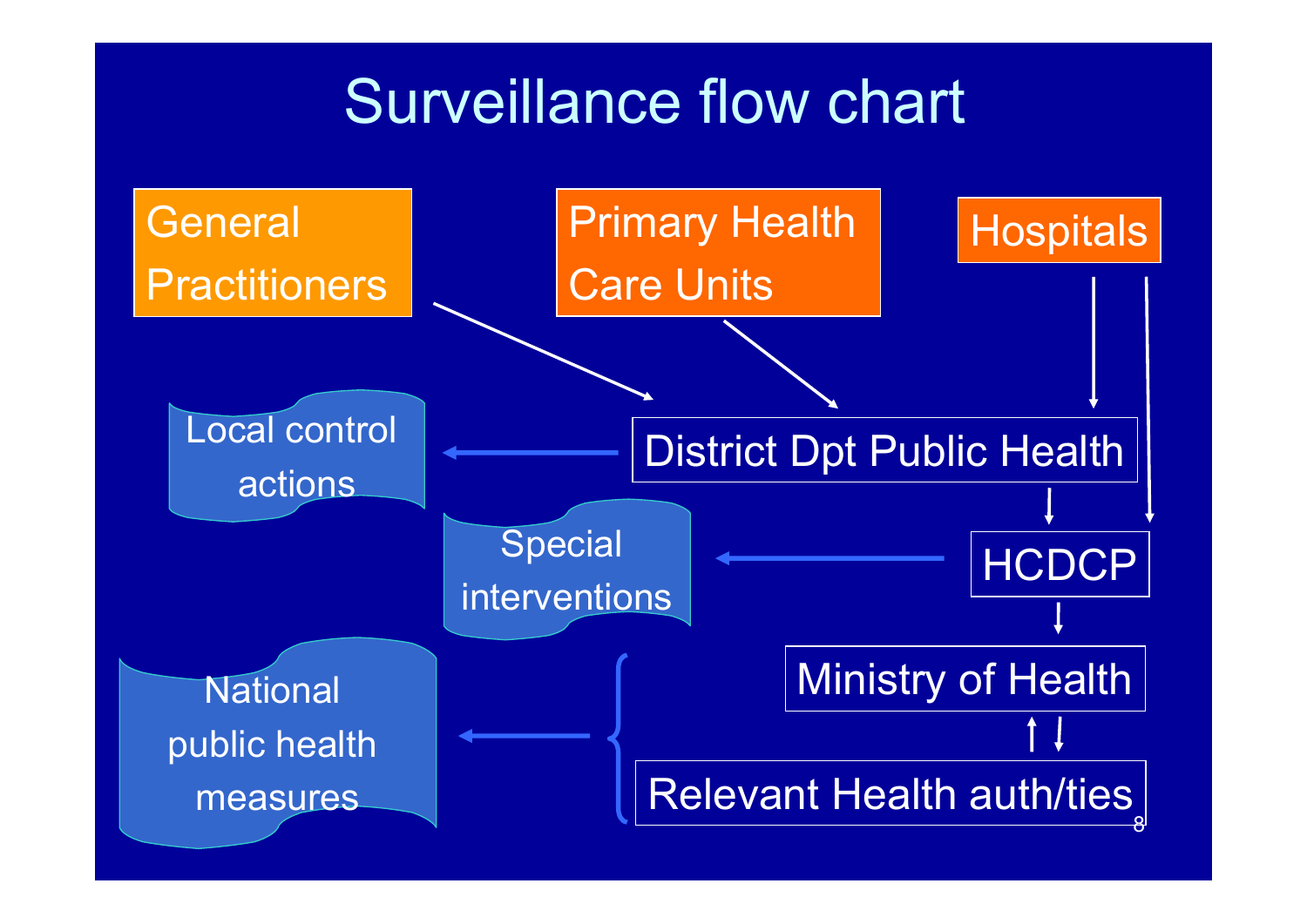# Surveillance flow chart

General Practitioners

Primary Health Care Units

Hospitals

Local control actions

District Dpt Public Health

Special interventions

HCDCP

Ministry of Health

National public health measures

Relevant Health auth/ties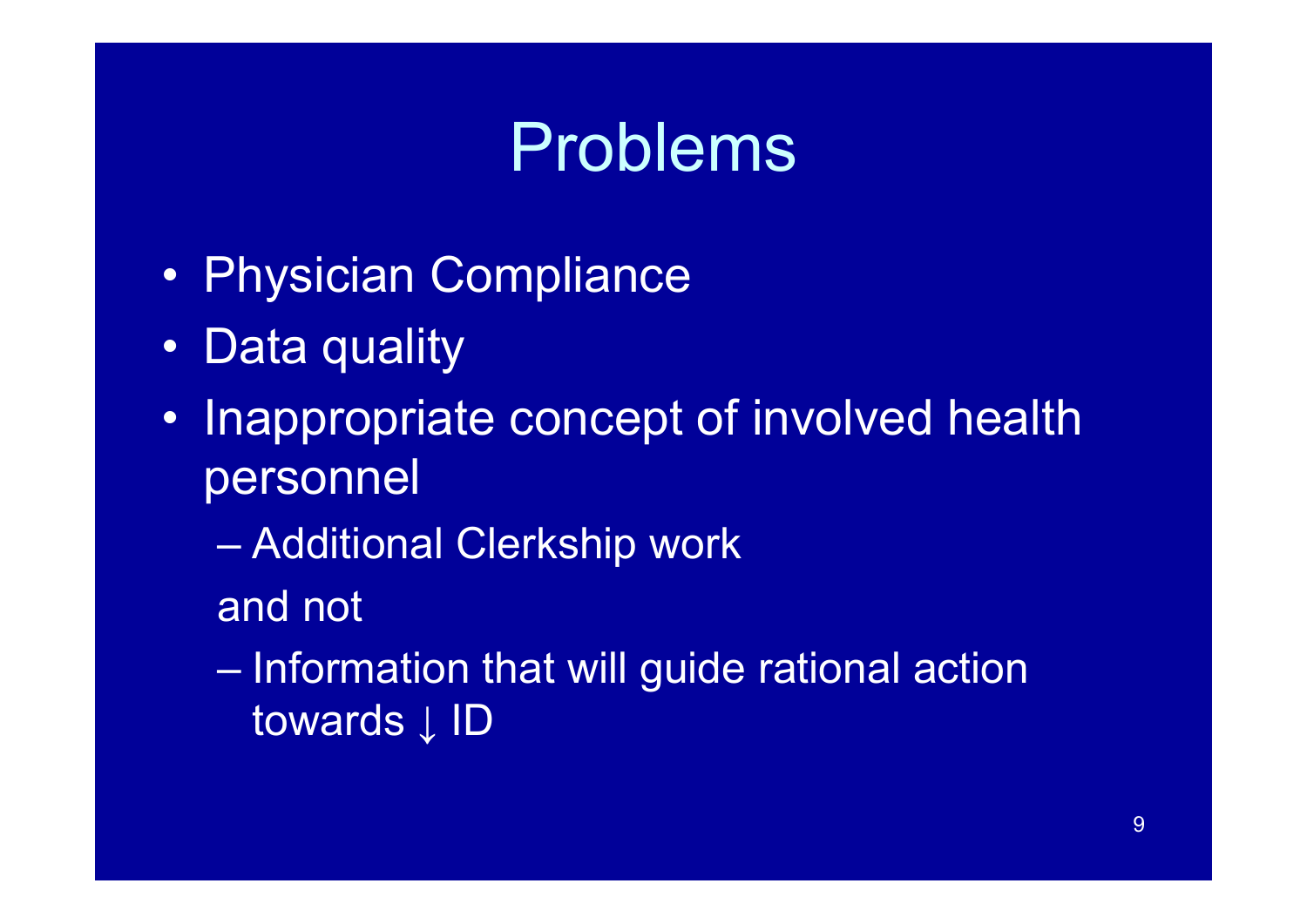# Problems

- Physician Compliance
- Data quality
- Inappropriate concept of involved health personnel
  - Additional Clerkship work

  and not

  - Information that will guide rational action towards ↓ ID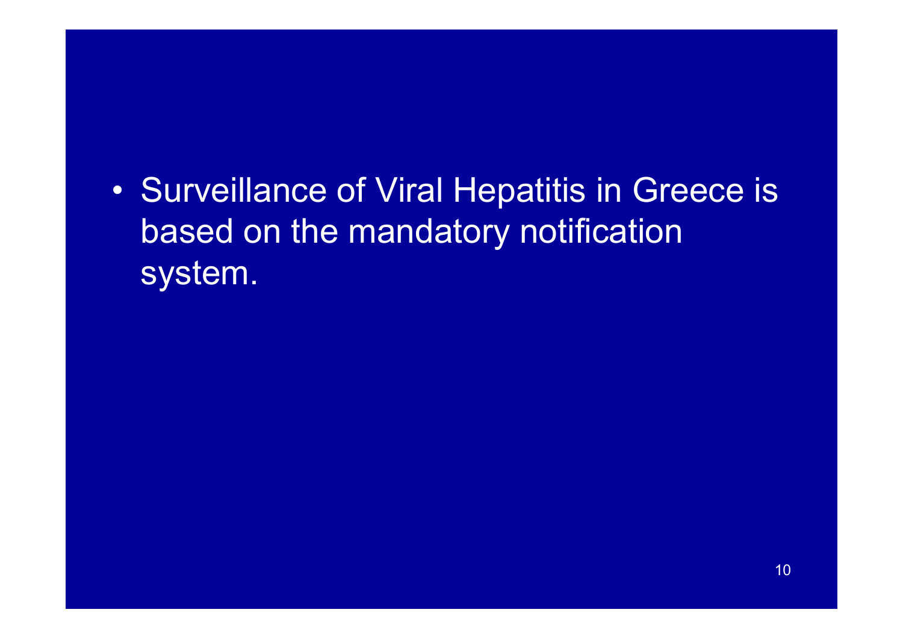- Surveillance of Viral Hepatitis in Greece is based on the mandatory notification system.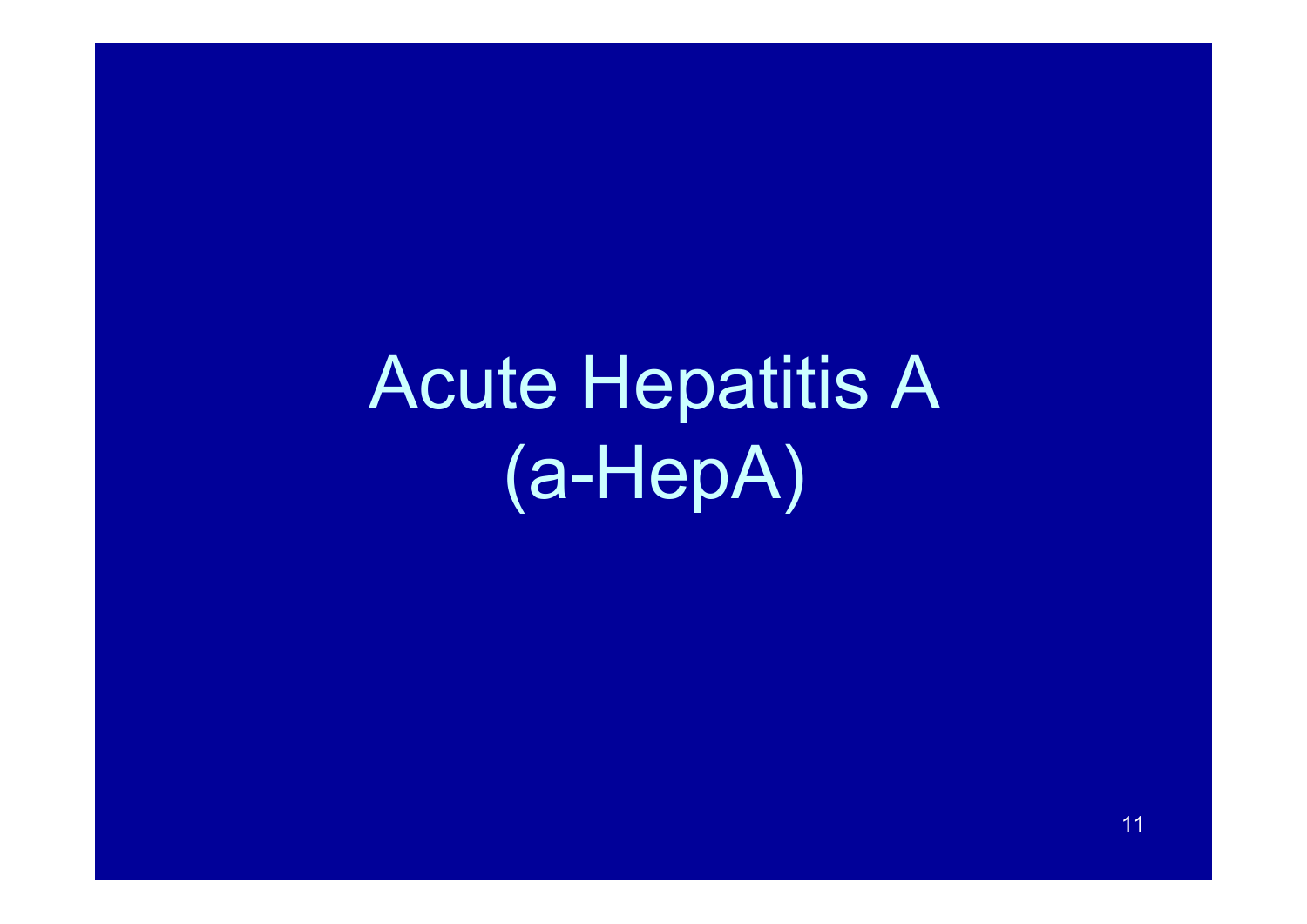# Acute Hepatitis A (a-HepA)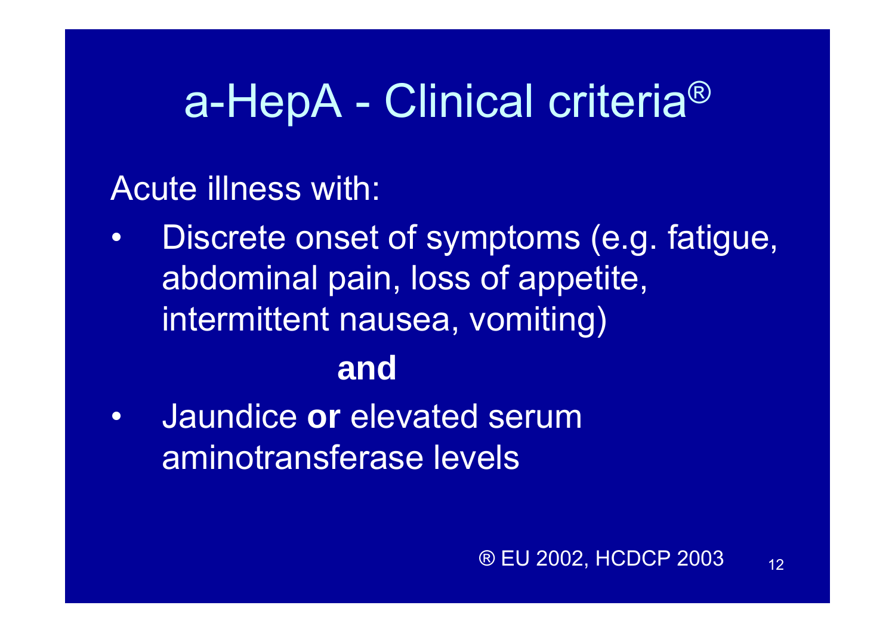# a-HepA - Clinical criteria®

Acute illness with:

- Discrete onset of symptoms (e.g. fatigue, abdominal pain, loss of appetite, intermittent nausea, vomiting)

**and**

- Jaundice **or** elevated serum aminotransferase levels

® EU 2002, HCDCP 2003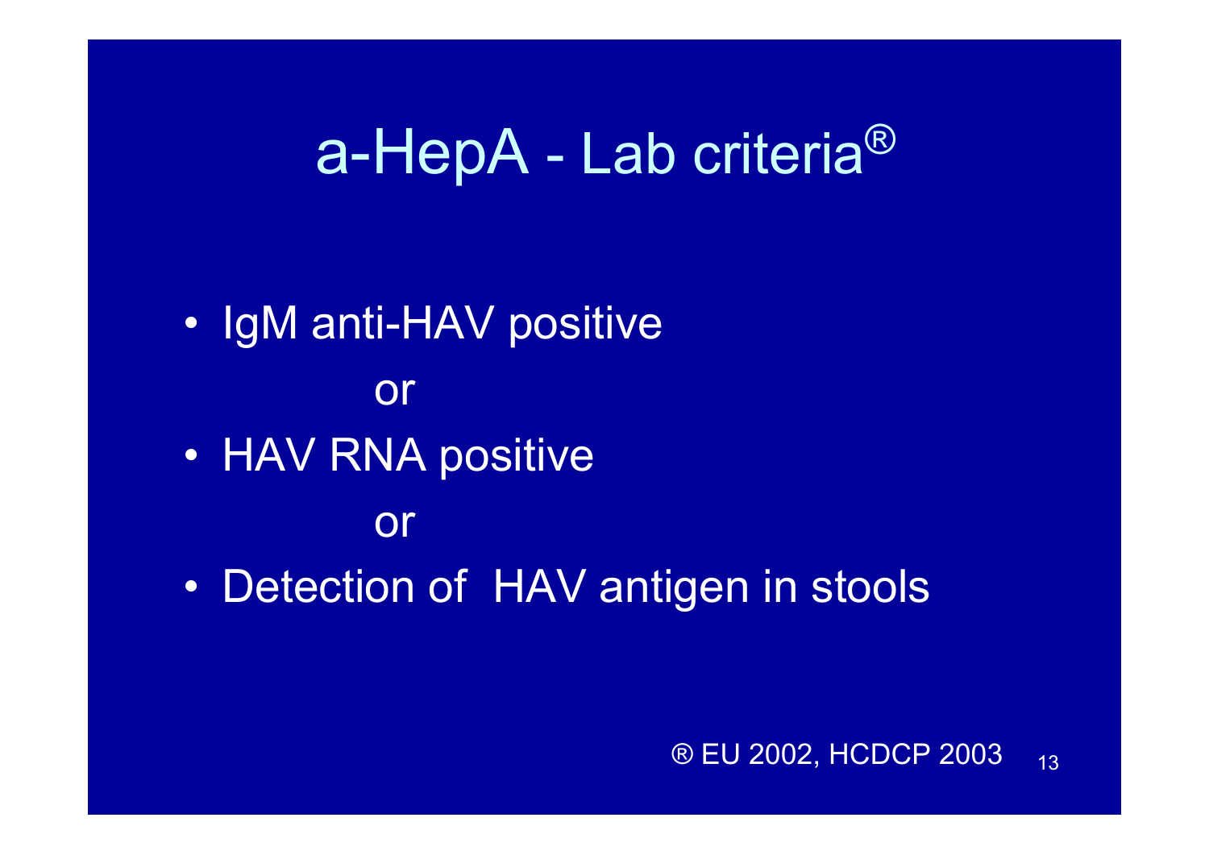# a-HepA - Lab criteria®

- IgM anti-HAV positive

  or

- HAV RNA positive

  or

- Detection of HAV antigen in stools

® EU 2002, HCDCP 2003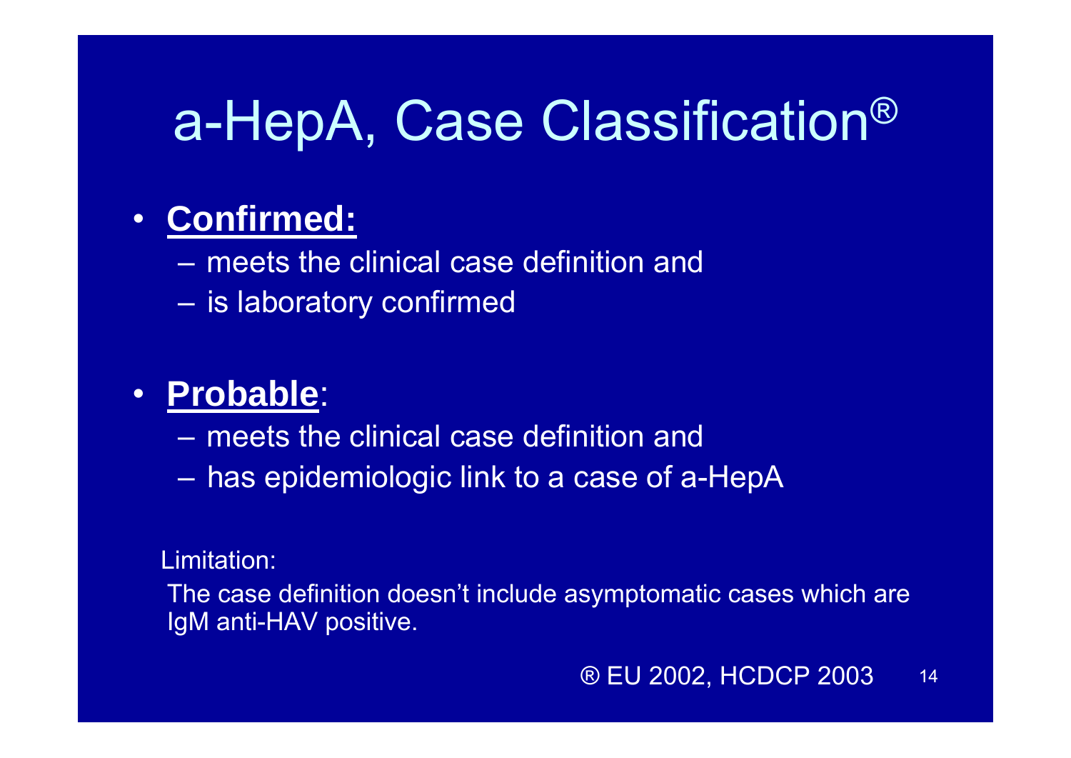# a-HepA, Case Classification®

- **Confirmed:**
  - meets the clinical case definition and
  - is laboratory confirmed

- **Probable**:
  - meets the clinical case definition and
  - has epidemiologic link to a case of a-HepA

Limitation:

The case definition doesn't include asymptomatic cases which are IgM anti-HAV positive.

® EU 2002, HCDCP 2003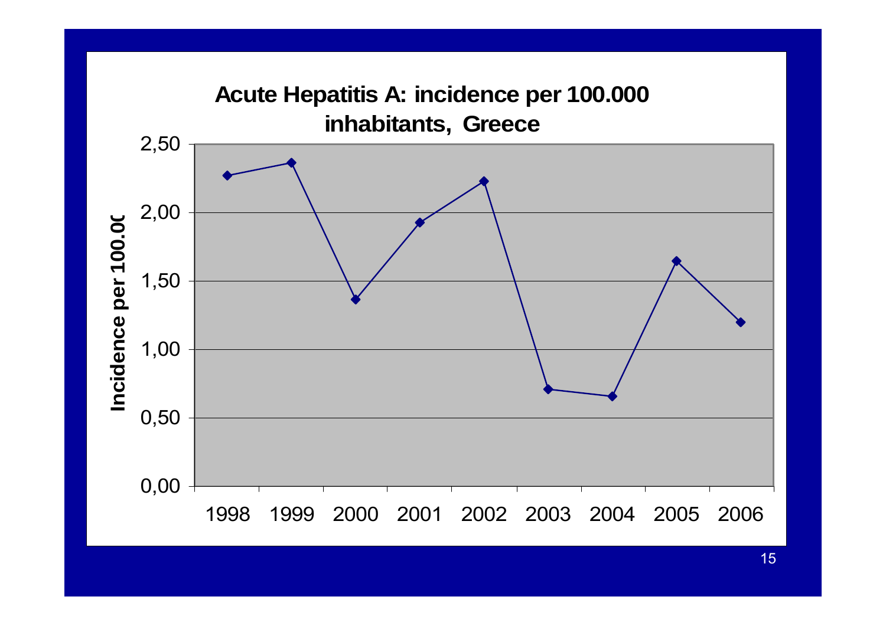## Acute Hepatitis A: incidence per 100.000 inhabitants, Greece

| Year | Incidence per 100.000 |
|---|---|
| 1998 | ~2,27 |
| 1999 | ~2,37 |
| 2000 | ~1,37 |
| 2001 | ~1,93 |
| 2002 | ~2,23 |
| 2003 | ~0,71 |
| 2004 | ~0,66 |
| 2005 | ~1,65 |
| 2006 | ~1,20 |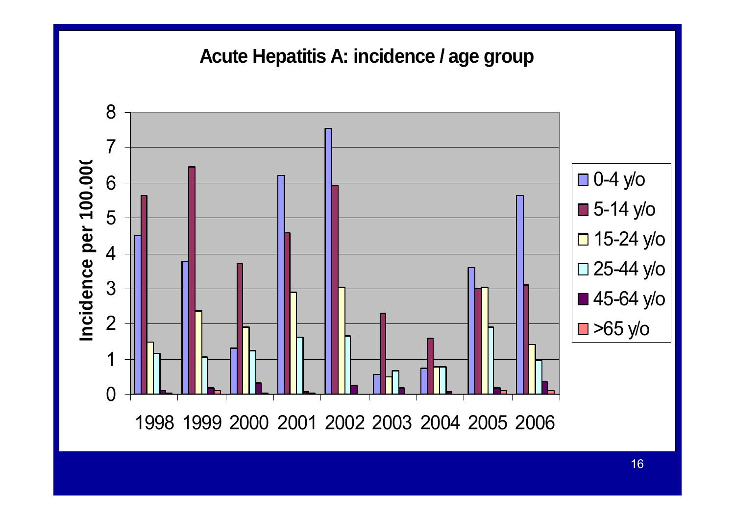## Acute Hepatitis A: incidence / age group

Incidence per 100.000

| Year | 0-4 y/o | 5-14 y/o | 15-24 y/o | 25-44 y/o | 45-64 y/o | >65 y/o |
|---|---|---|---|---|---|---|
| 1998 | 4.5 | 5.6 | 1.5 | 1.15 | 0.1 | 0.03 |
| 1999 | 3.8 | 6.45 | 2.35 | 1.05 | 0.18 | 0.1 |
| 2000 | 1.3 | 3.7 | 1.9 | 1.25 | 0.3 | 0.03 |
| 2001 | 6.2 | 4.6 | 2.9 | 1.6 | 0.07 | 0.03 |
| 2002 | 7.55 | 5.9 | 3.05 | 1.65 | 0.25 | |
| 2003 | 0.55 | 2.3 | 0.5 | 0.65 | 0.18 | |
| 2004 | 0.75 | 1.6 | 0.75 | 0.75 | 0.07 | |
| 2005 | 3.6 | 3.0 | 3.05 | 1.9 | 0.18 | 0.1 |
| 2006 | 5.65 | 3.1 | 1.4 | 0.95 | 0.35 | 0.1 |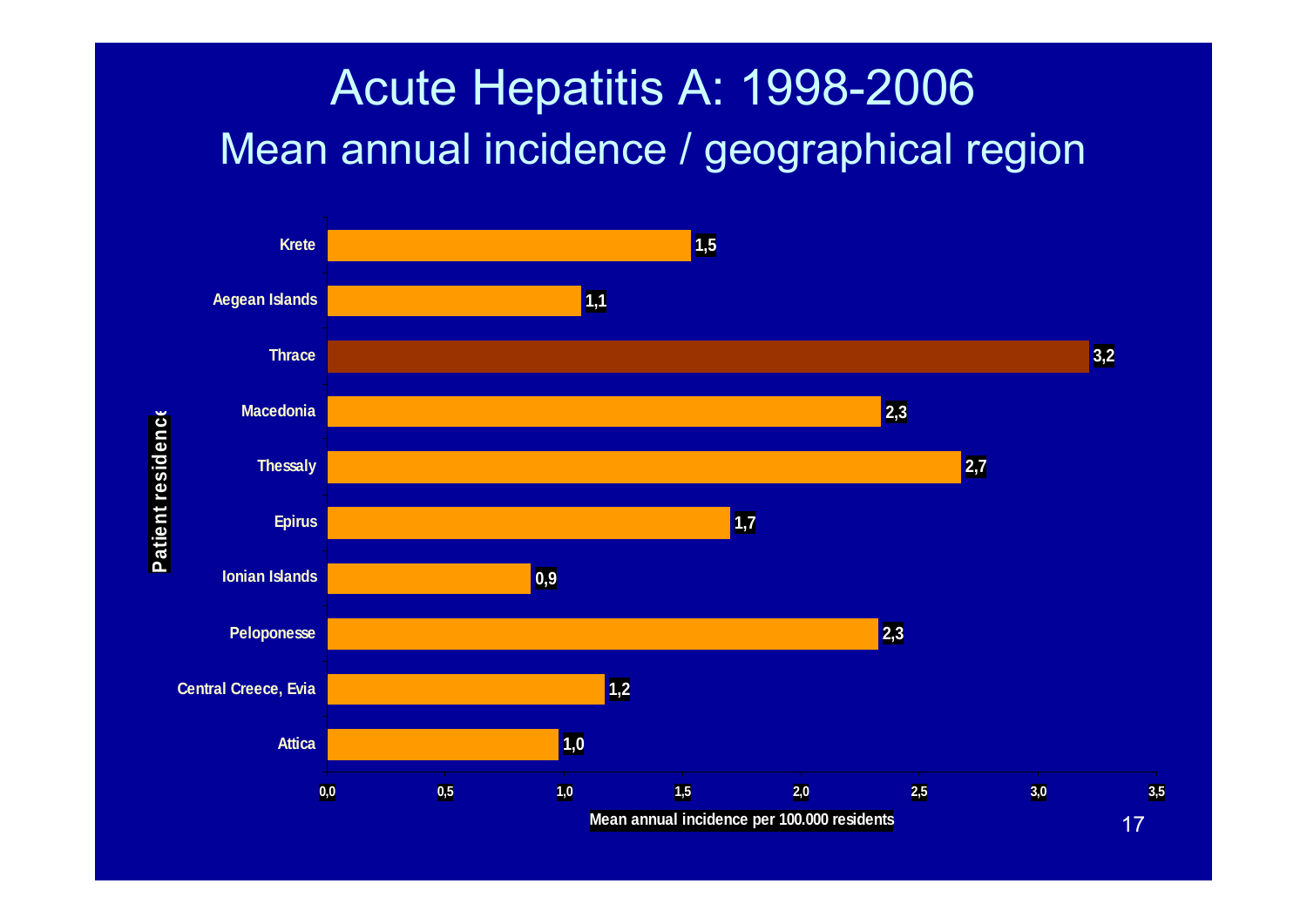# Acute Hepatitis A: 1998-2006

## Mean annual incidence / geographical region

| Patient residence | Mean annual incidence per 100.000 residents |
|---|---|
| Krete | 1,5 |
| Aegean Islands | 1,1 |
| Thrace | 3,2 |
| Macedonia | 2,3 |
| Thessaly | 2,7 |
| Epirus | 1,7 |
| Ionian Islands | 0,9 |
| Peloponesse | 2,3 |
| Central Creece, Evia | 1,2 |
| Attica | 1,0 |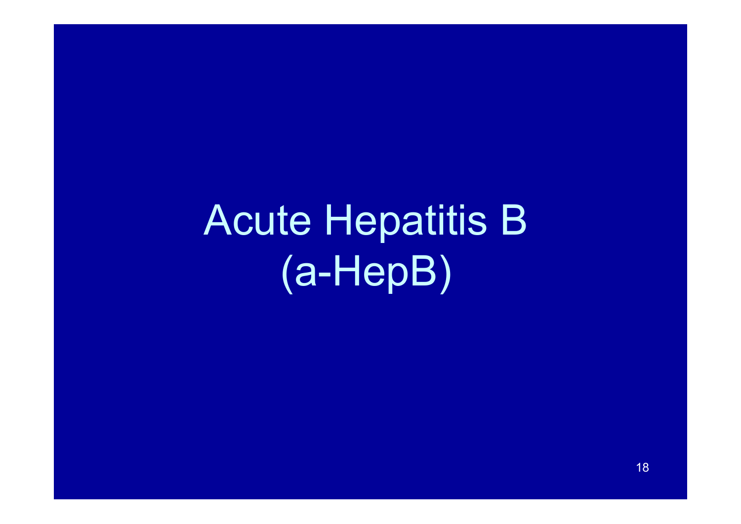# Acute Hepatitis B (a-HepB)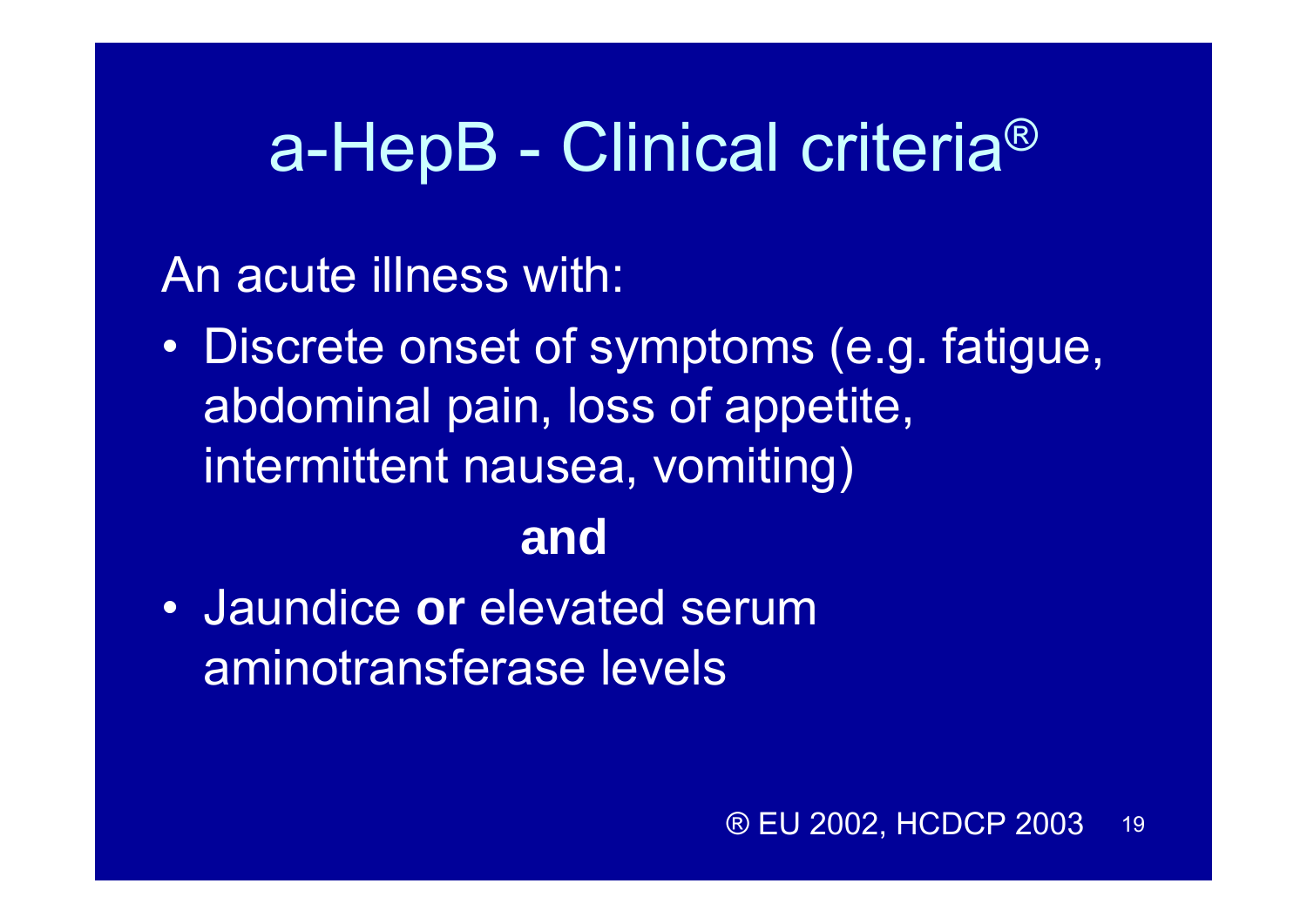# a-HepB - Clinical criteria®

An acute illness with:

- Discrete onset of symptoms (e.g. fatigue, abdominal pain, loss of appetite, intermittent nausea, vomiting)

**and**

- Jaundice **or** elevated serum aminotransferase levels

® EU 2002, HCDCP 2003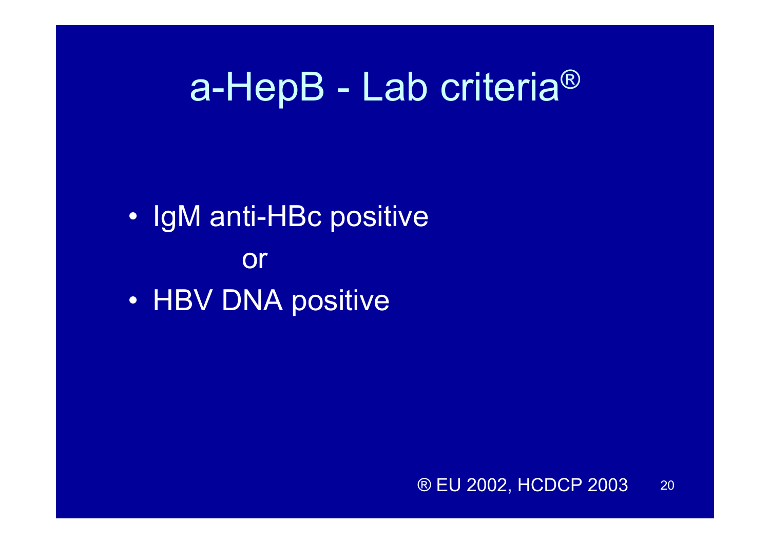# a-HepB - Lab criteria®

- IgM anti-HBc positive

  or

- HBV DNA positive

® EU 2002, HCDCP 2003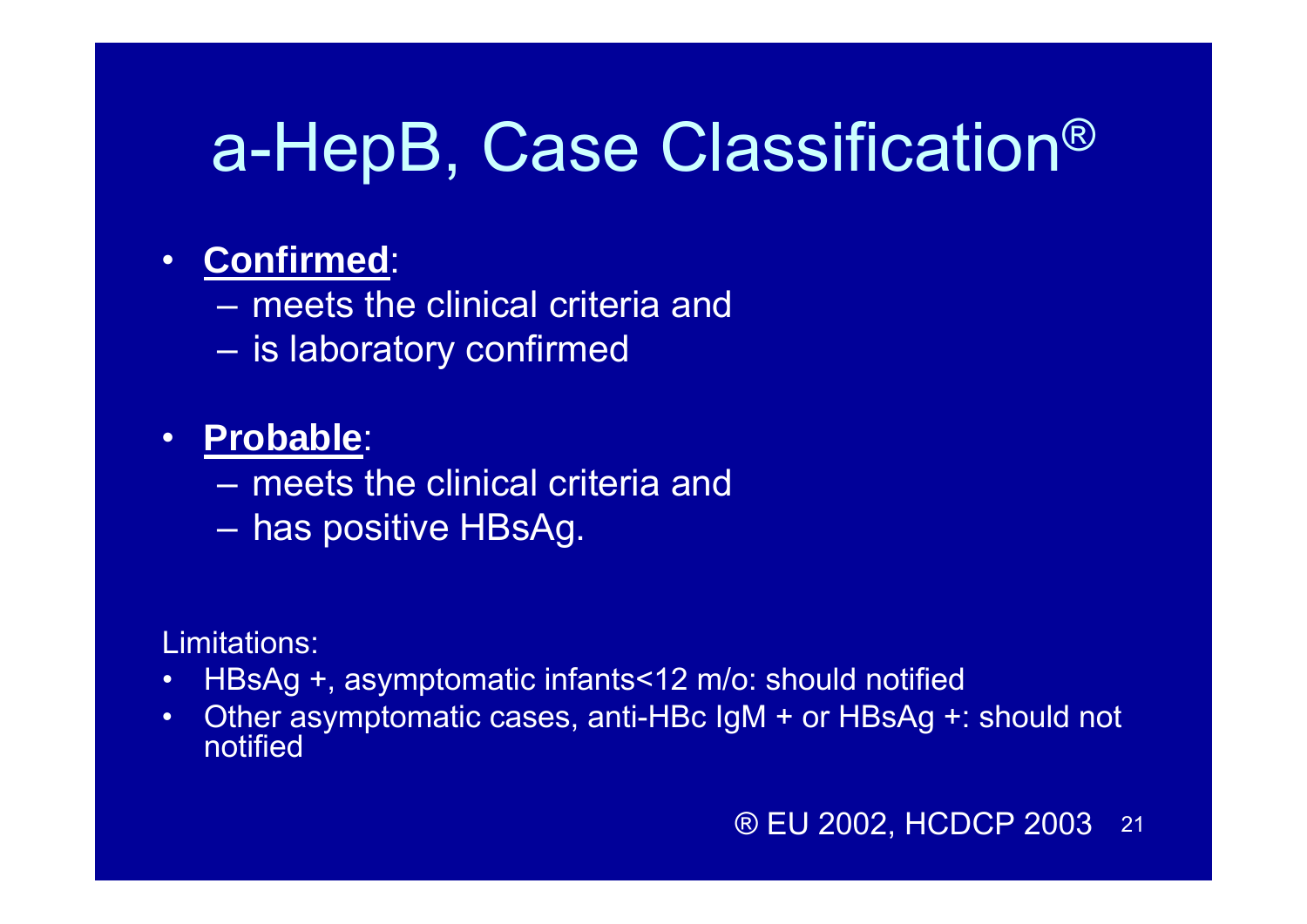# a-HepB, Case Classification®

- **Confirmed**:
  - meets the clinical criteria and
  - is laboratory confirmed

- **Probable**:
  - meets the clinical criteria and
  - has positive HBsAg.

Limitations:

- HBsAg +, asymptomatic infants<12 m/o: should notified
- Other asymptomatic cases, anti-HBc IgM + or HBsAg +: should not notified

® EU 2002, HCDCP 2003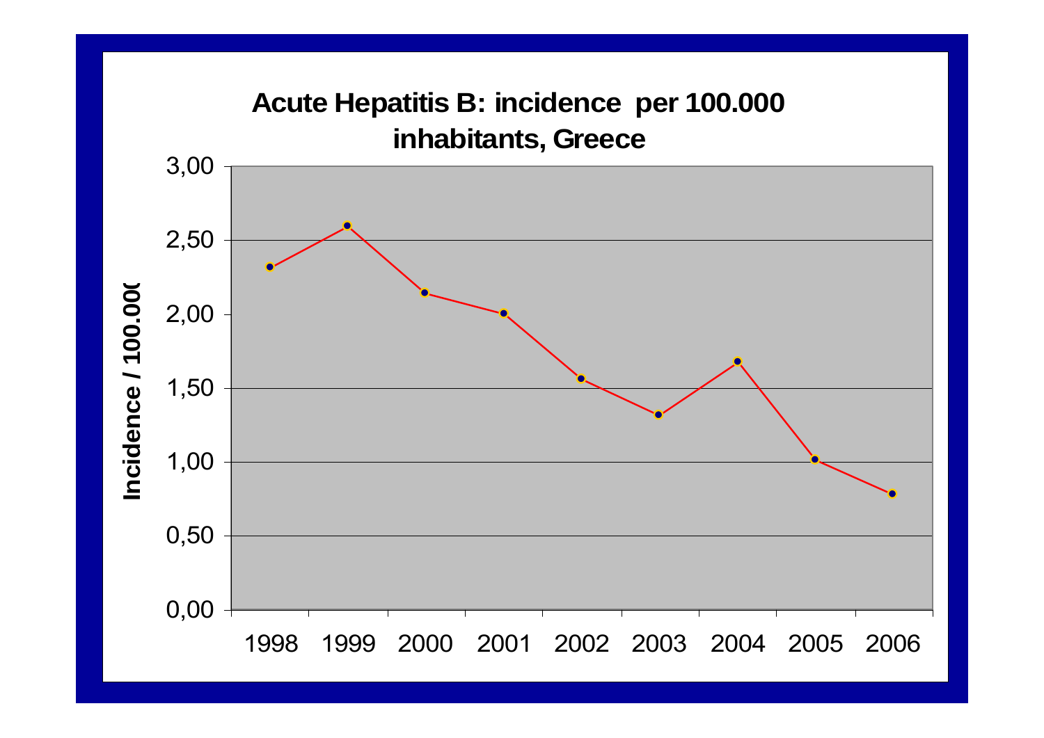## Acute Hepatitis B: incidence per 100.000 inhabitants, Greece

Incidence / 100.000

3,00
2,50
2,00
1,50
1,00
0,50
0,00

1998 1999 2000 2001 2002 2003 2004 2005 2006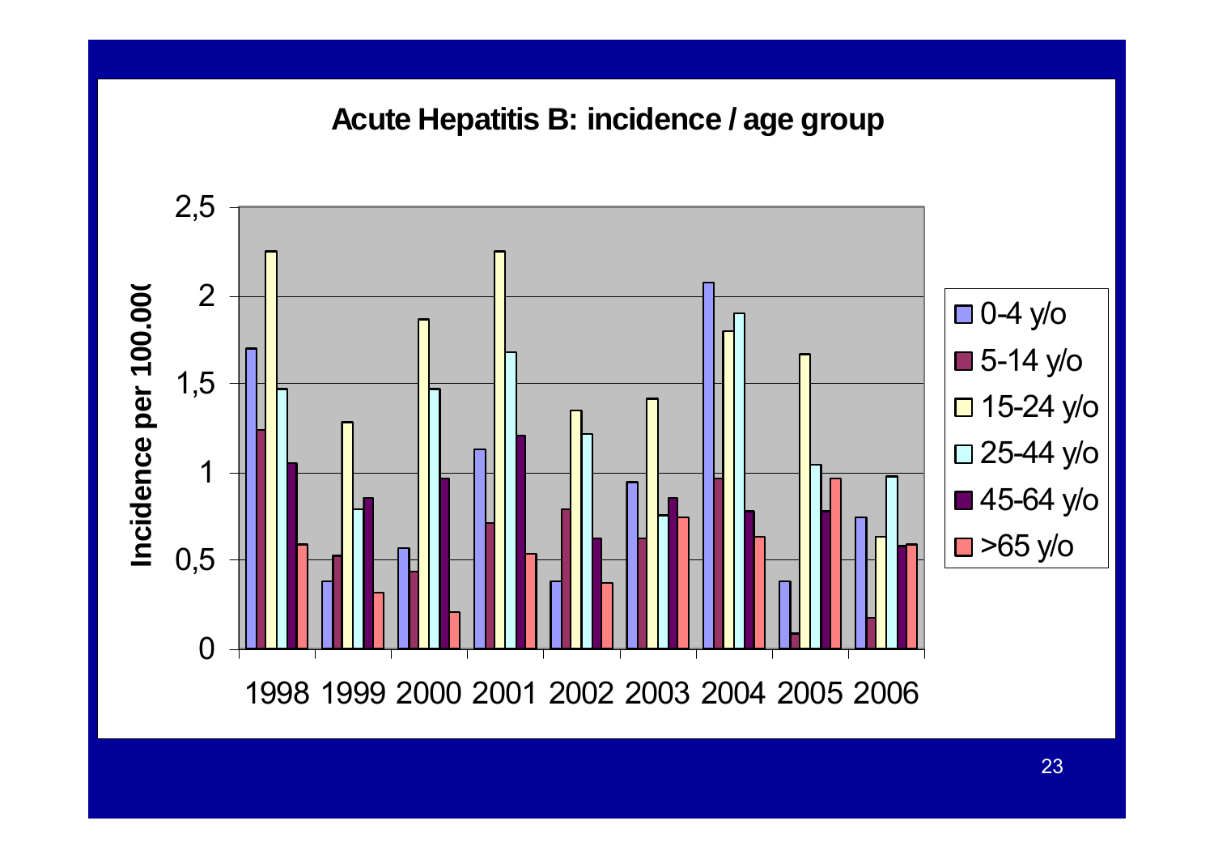## Acute Hepatitis B: incidence / age group

Incidence per 100.000

2,5
2
1,5
1
0,5
0

1998 1999 2000 2001 2002 2003 2004 2005 2006

- 0-4 y/o
- 5-14 y/o
- 15-24 y/o
- 25-44 y/o
- 45-64 y/o
- >65 y/o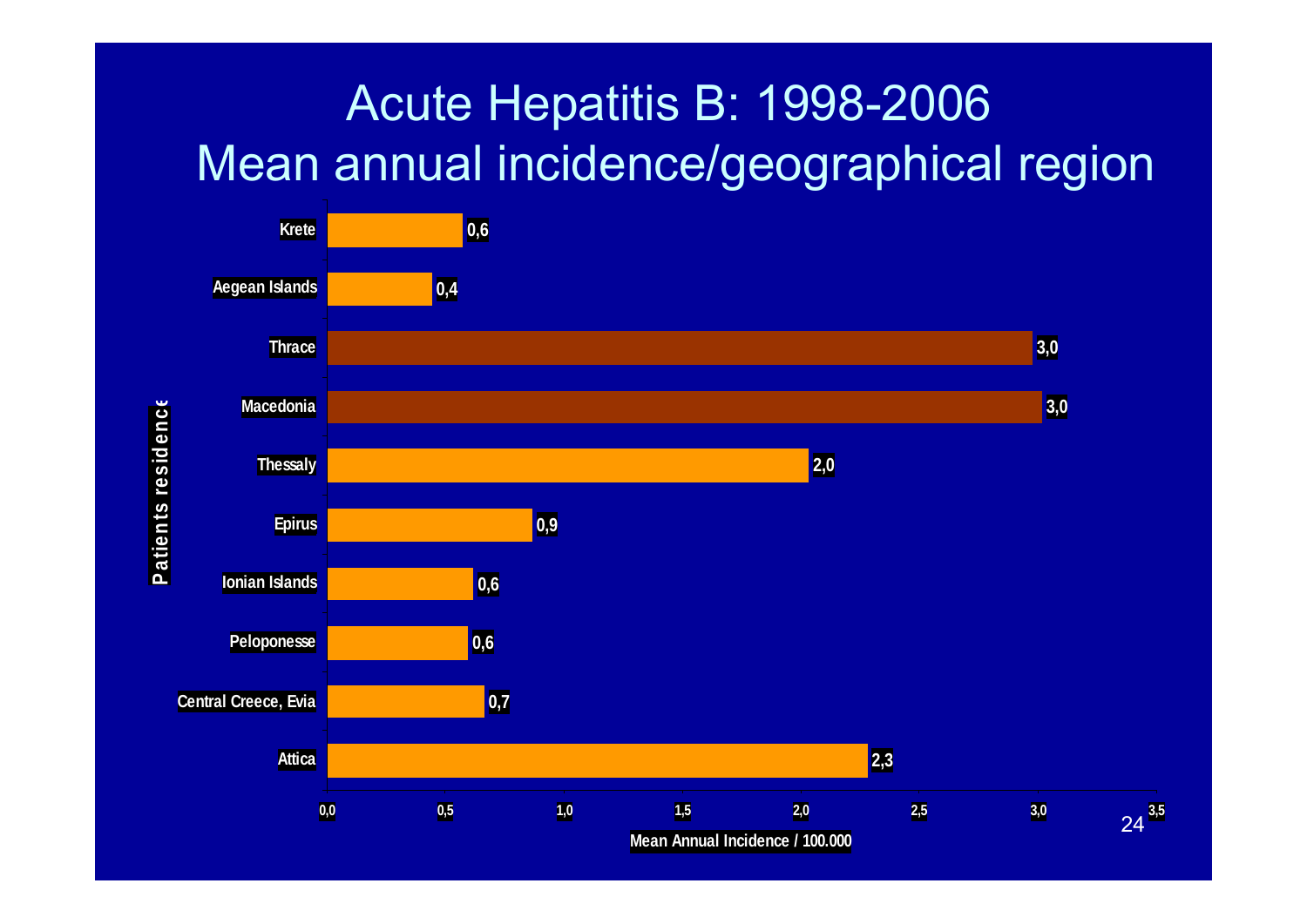# Acute Hepatitis B: 1998-2006
# Mean annual incidence/geographical region

| Patients residence | Mean Annual Incidence / 100.000 |
|---|---|
| Krete | 0,6 |
| Aegean Islands | 0,4 |
| Thrace | 3,0 |
| Macedonia | 3,0 |
| Thessaly | 2,0 |
| Epirus | 0,9 |
| Ionian Islands | 0,6 |
| Peloponesse | 0,6 |
| Central Creece, Evia | 0,7 |
| Attica | 2,3 |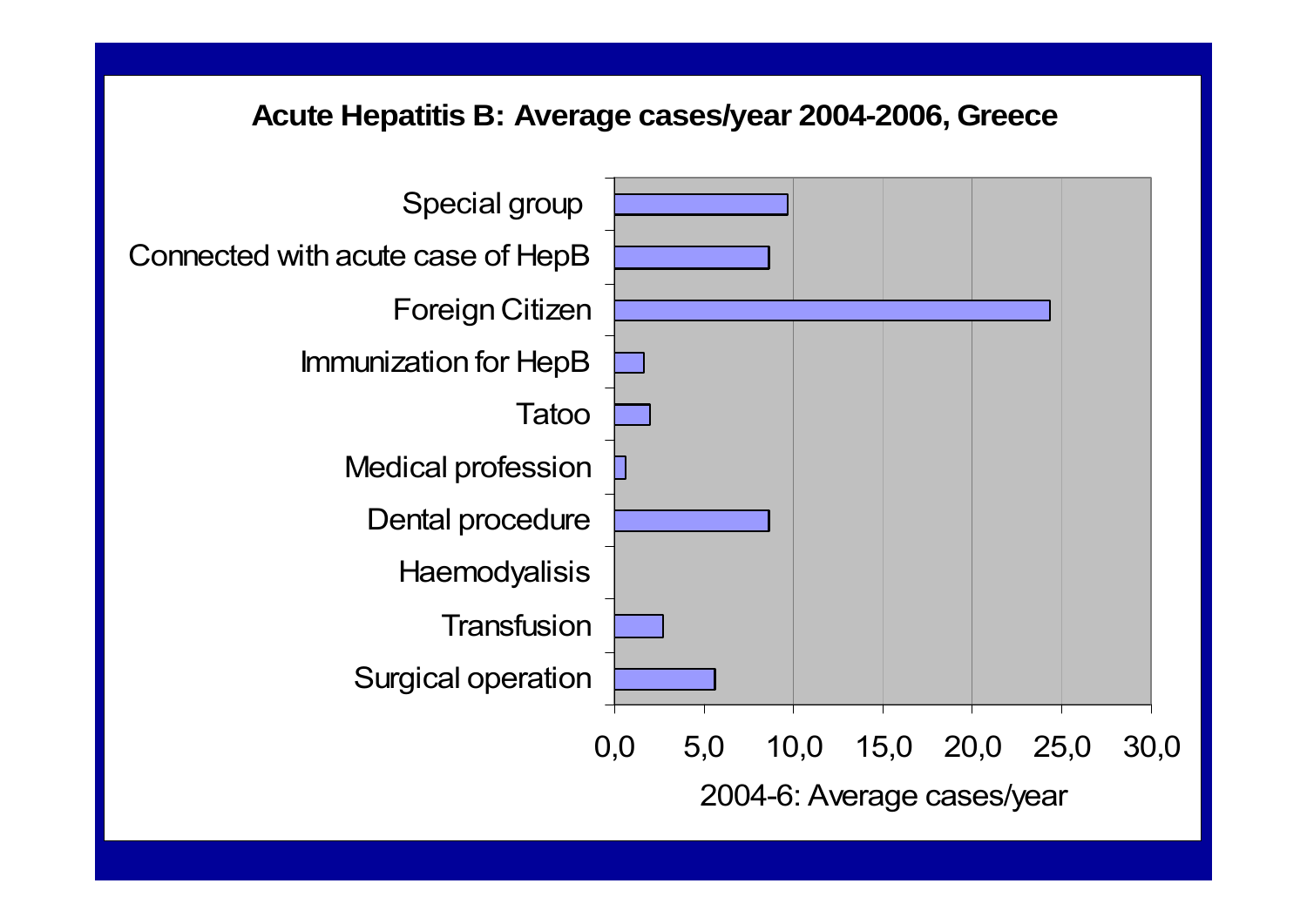## Acute Hepatitis B: Average cases/year 2004-2006, Greece

| Category | 2004-6: Average cases/year (approx.) |
|---|---|
| Special group | 9.7 |
| Connected with acute case of HepB | 8.7 |
| Foreign Citizen | 24.3 |
| Immunization for HepB | 1.7 |
| Tatoo | 2.0 |
| Medical profession | 0.7 |
| Dental procedure | 8.7 |
| Haemodyalisis | 0 |
| Transfusion | 2.7 |
| Surgical operation | 5.7 |

X-axis: 2004-6: Average cases/year (0,0 – 30,0)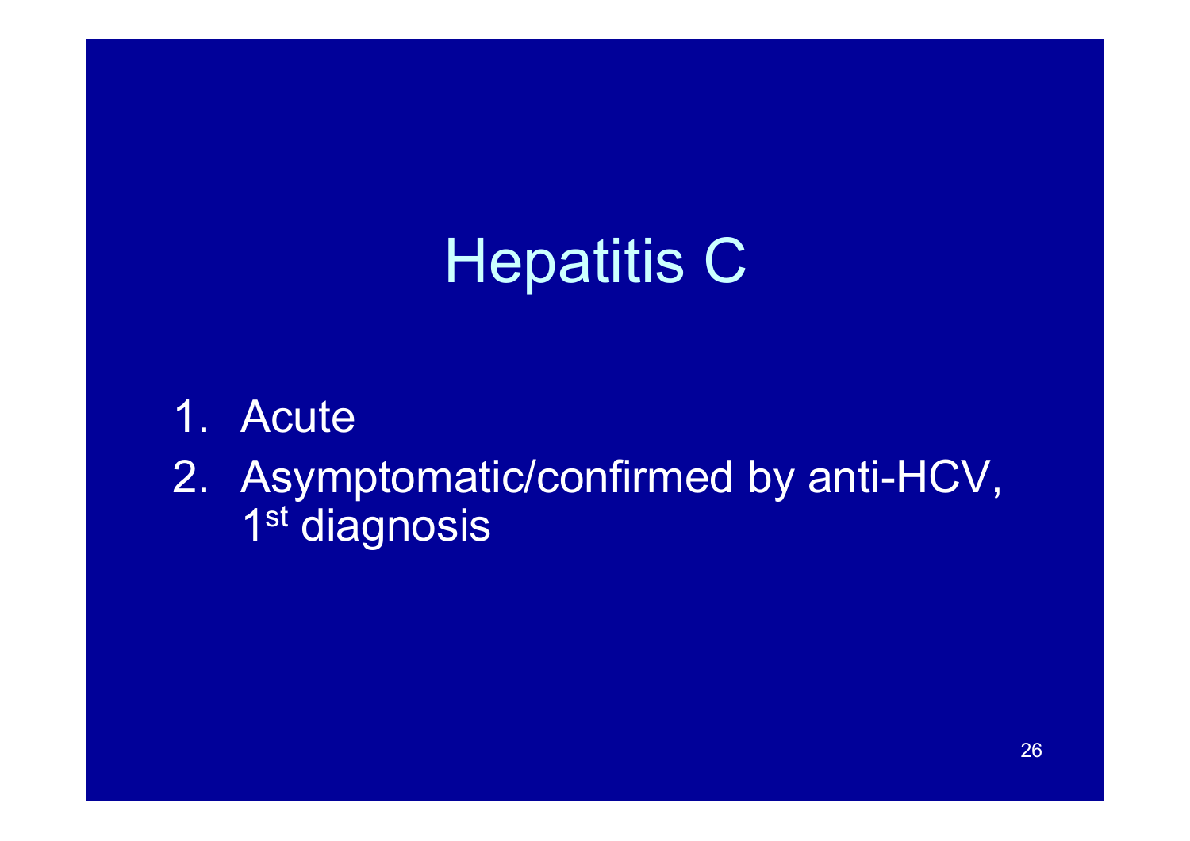# Hepatitis C

1. Acute
2. Asymptomatic/confirmed by anti-HCV, 1st diagnosis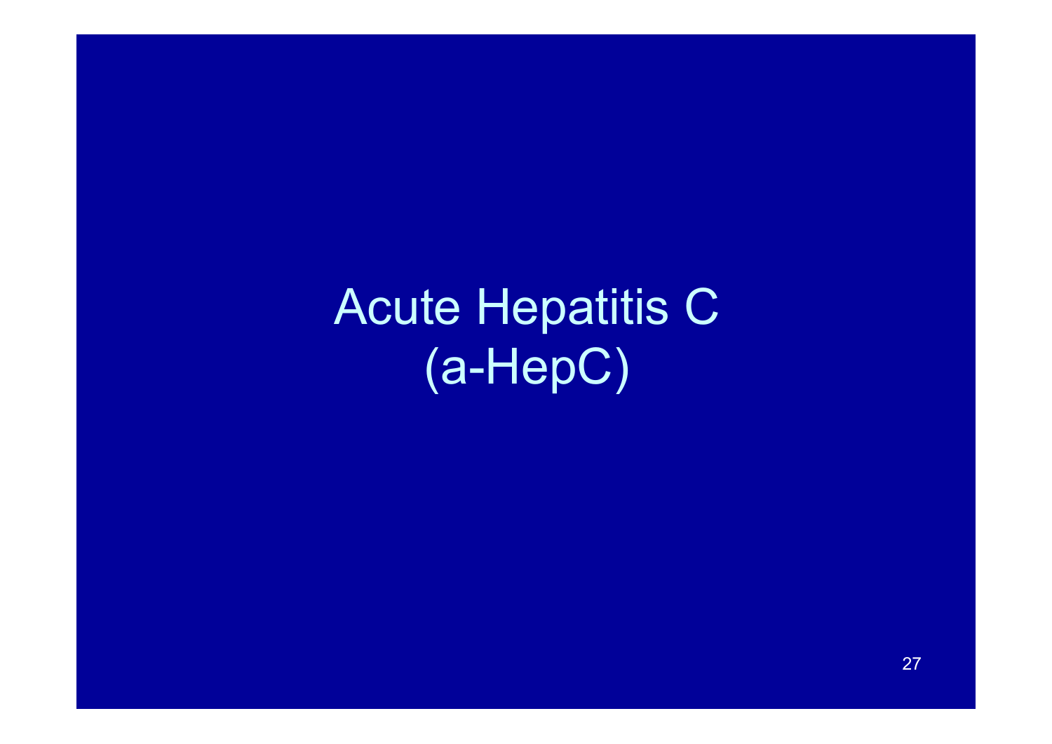# Acute Hepatitis C
# (a-HepC)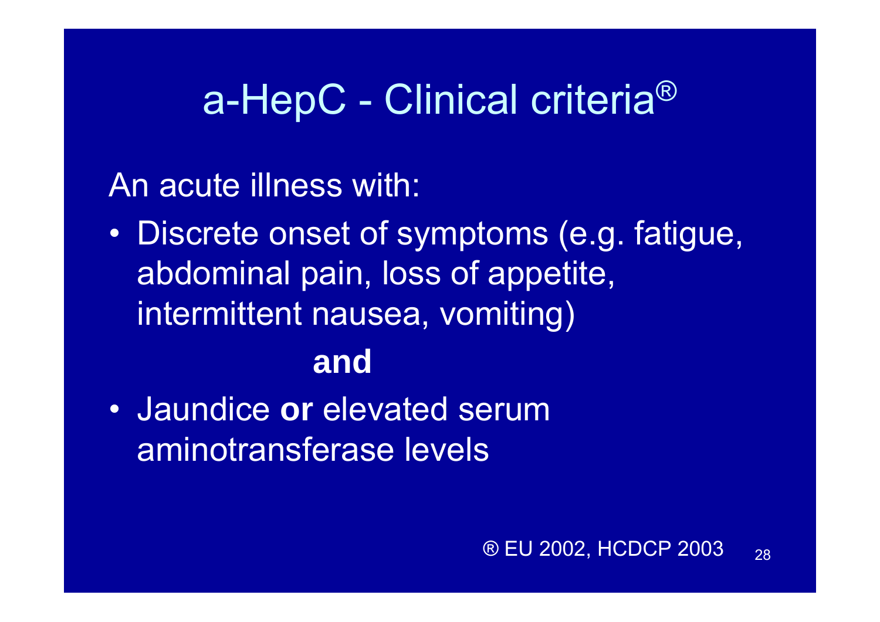# a-HepC - Clinical criteria®

An acute illness with:

- Discrete onset of symptoms (e.g. fatigue, abdominal pain, loss of appetite, intermittent nausea, vomiting)

**and**

- Jaundice **or** elevated serum aminotransferase levels

® EU 2002, HCDCP 2003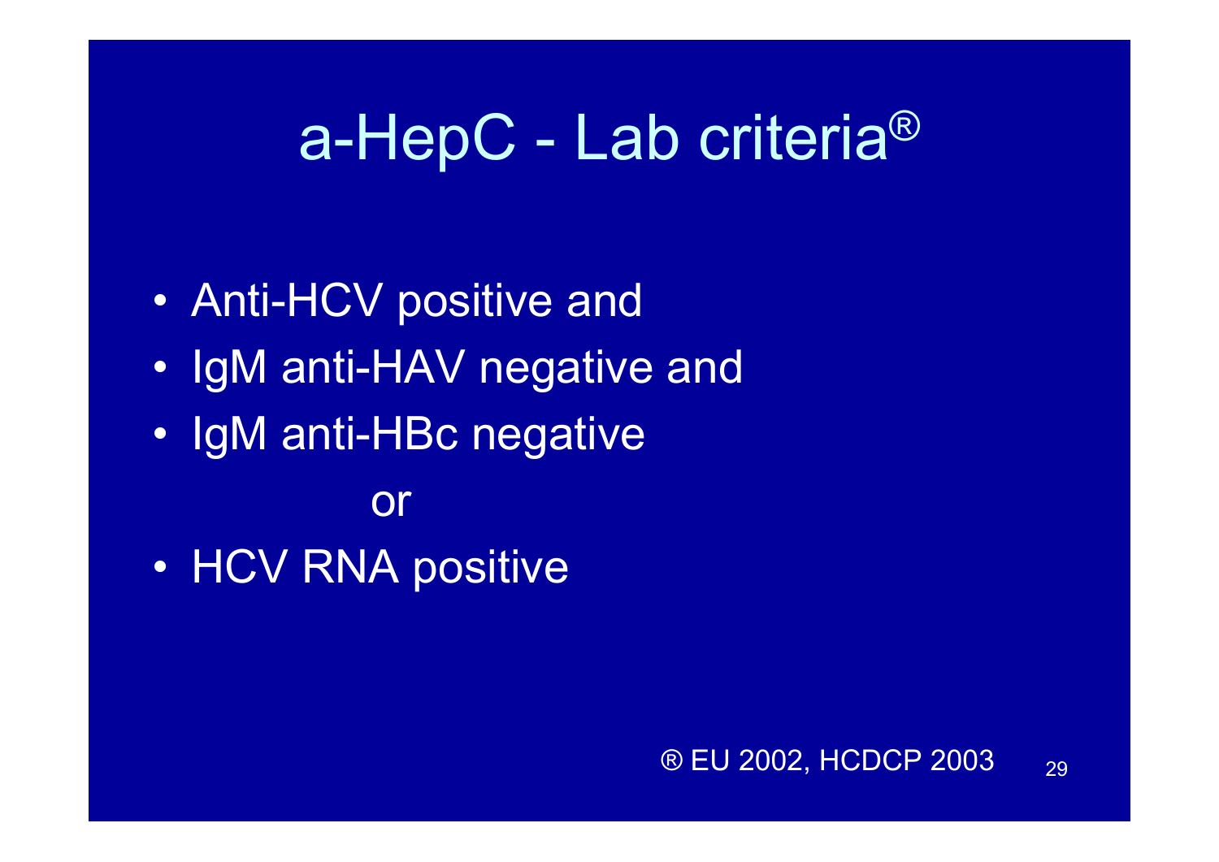# a-HepC - Lab criteria®

- Anti-HCV positive and
- IgM anti-HAV negative and
- IgM anti-HBc negative

or

- HCV RNA positive

® EU 2002, HCDCP 2003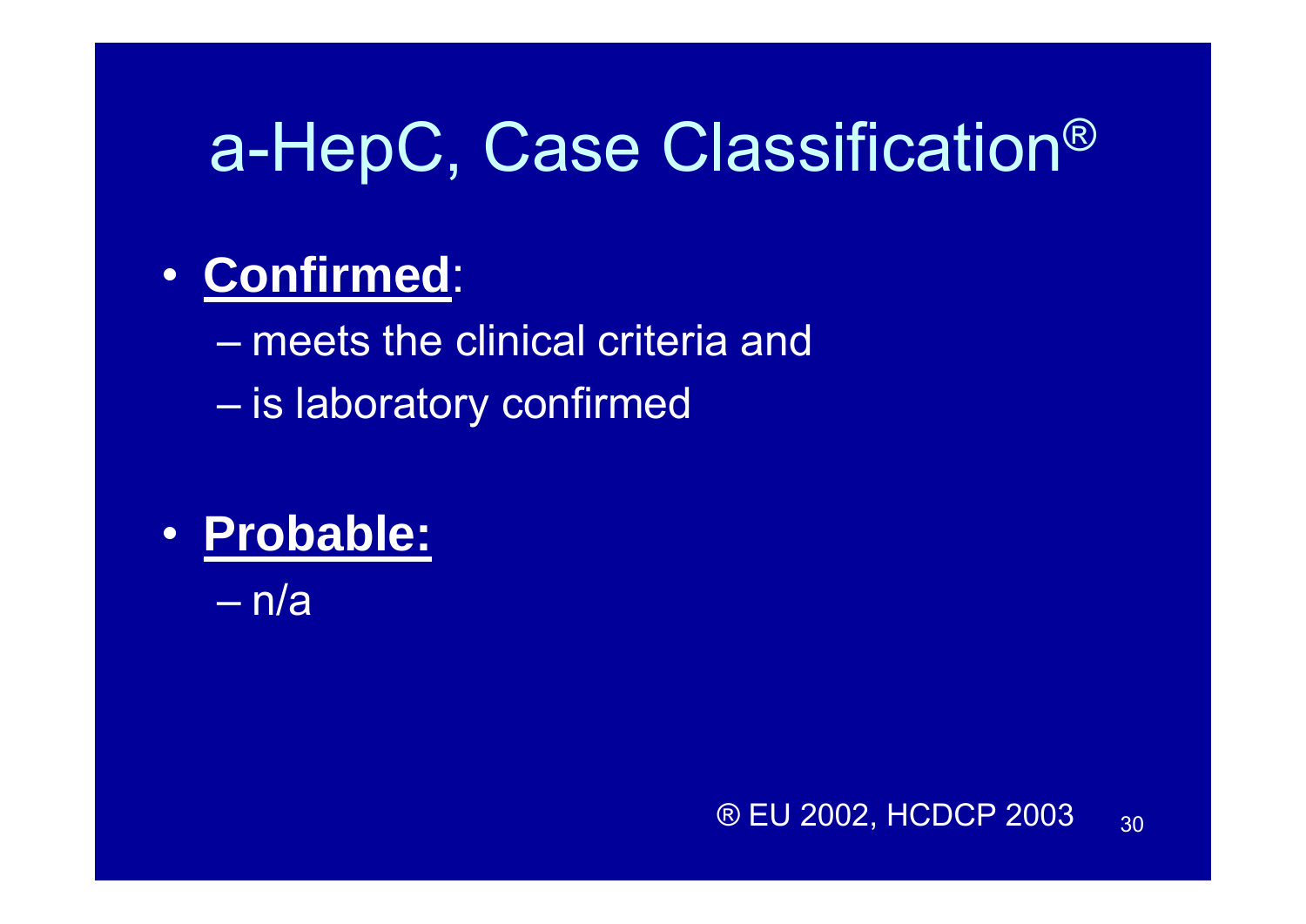# a-HepC, Case Classification®

- **Confirmed**:
  - meets the clinical criteria and
  - is laboratory confirmed

- **Probable:**
  - n/a

® EU 2002, HCDCP 2003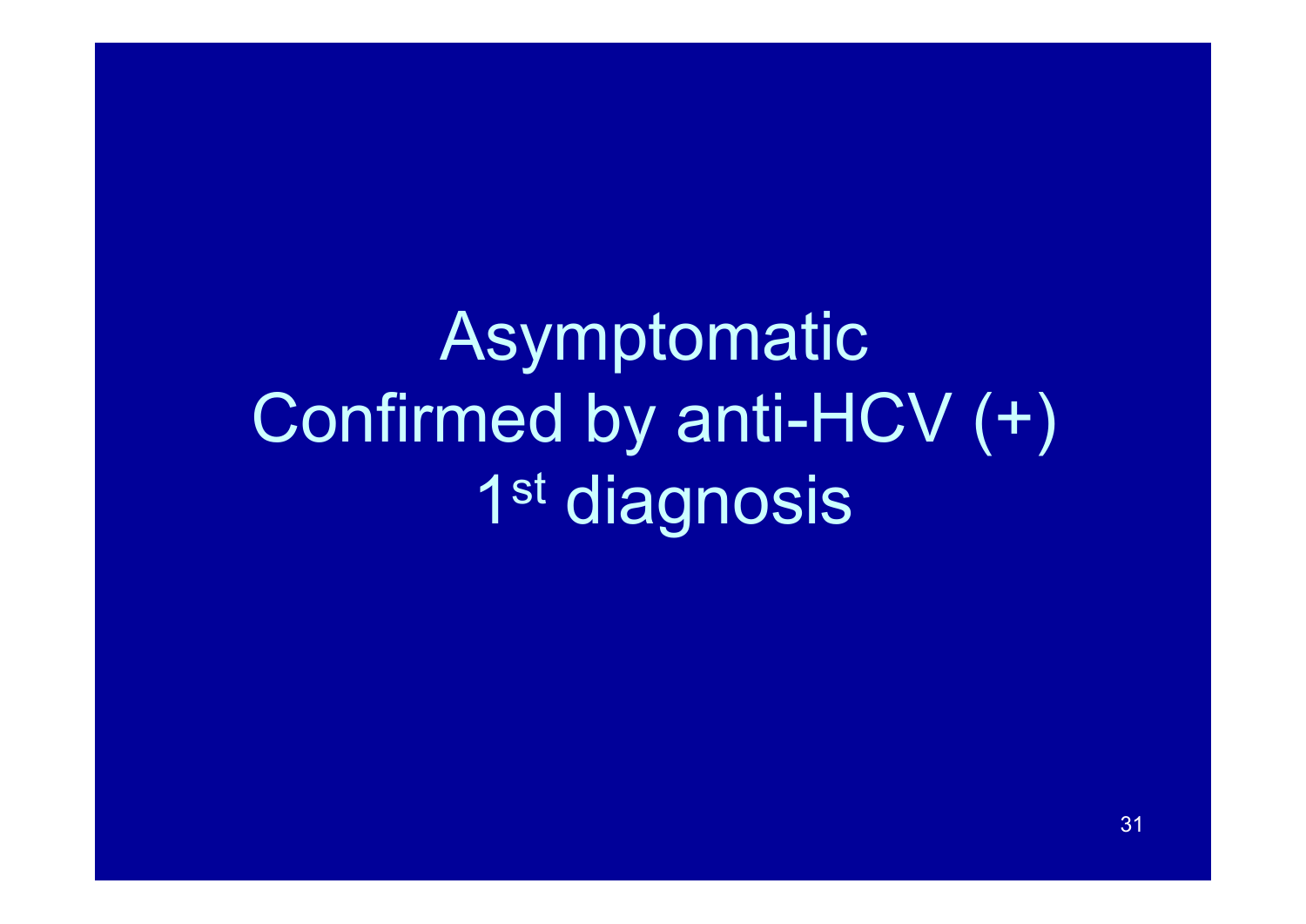Asymptomatic

Confirmed by anti-HCV (+)

1st diagnosis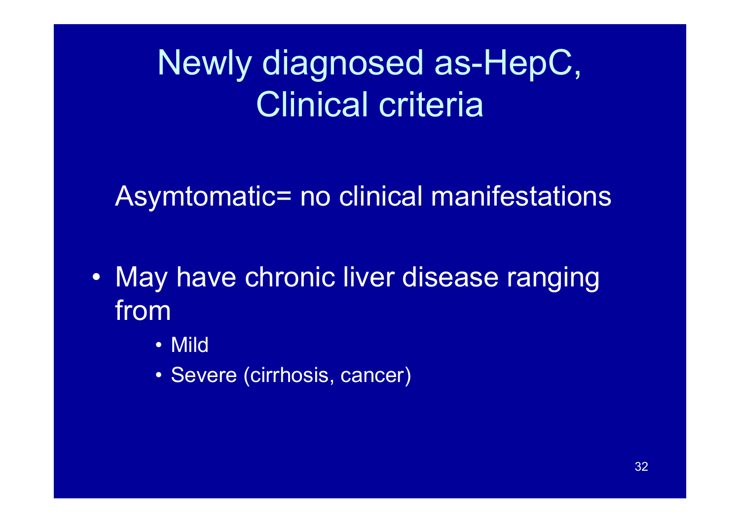# Newly diagnosed as-HepC, Clinical criteria

Asymtomatic= no clinical manifestations

- May have chronic liver disease ranging from
  - Mild
  - Severe (cirrhosis, cancer)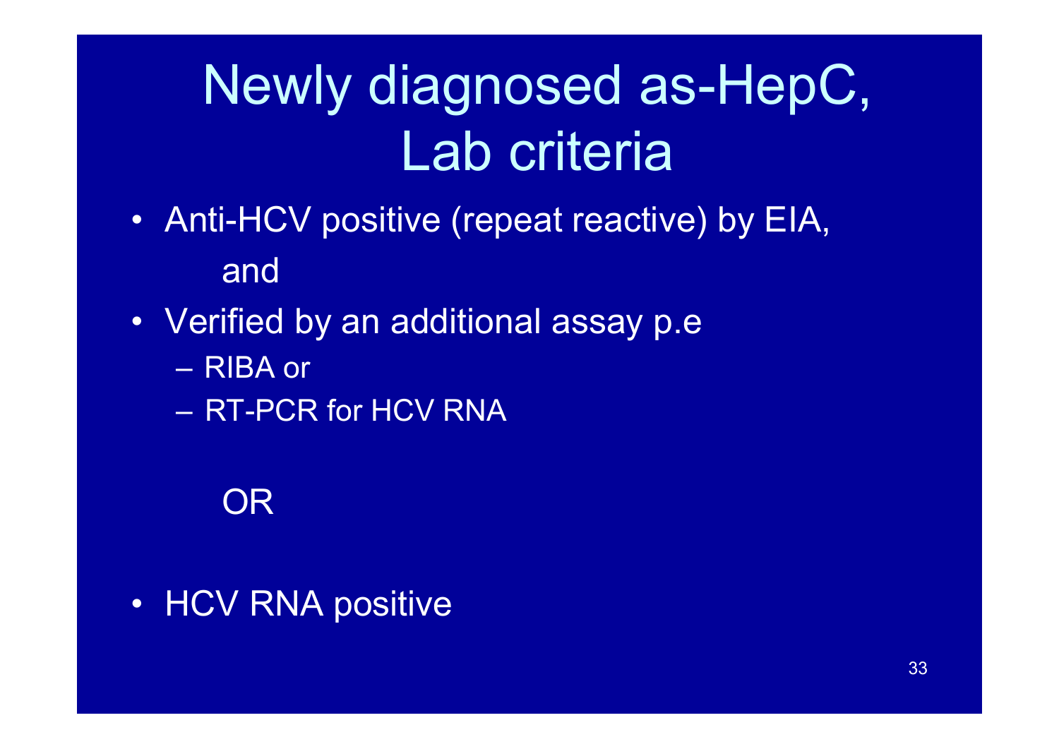# Newly diagnosed as-HepC, Lab criteria

- Anti-HCV positive (repeat reactive) by EIA,

  and

- Verified by an additional assay p.e
  - RIBA or
  - RT-PCR for HCV RNA

  OR

- HCV RNA positive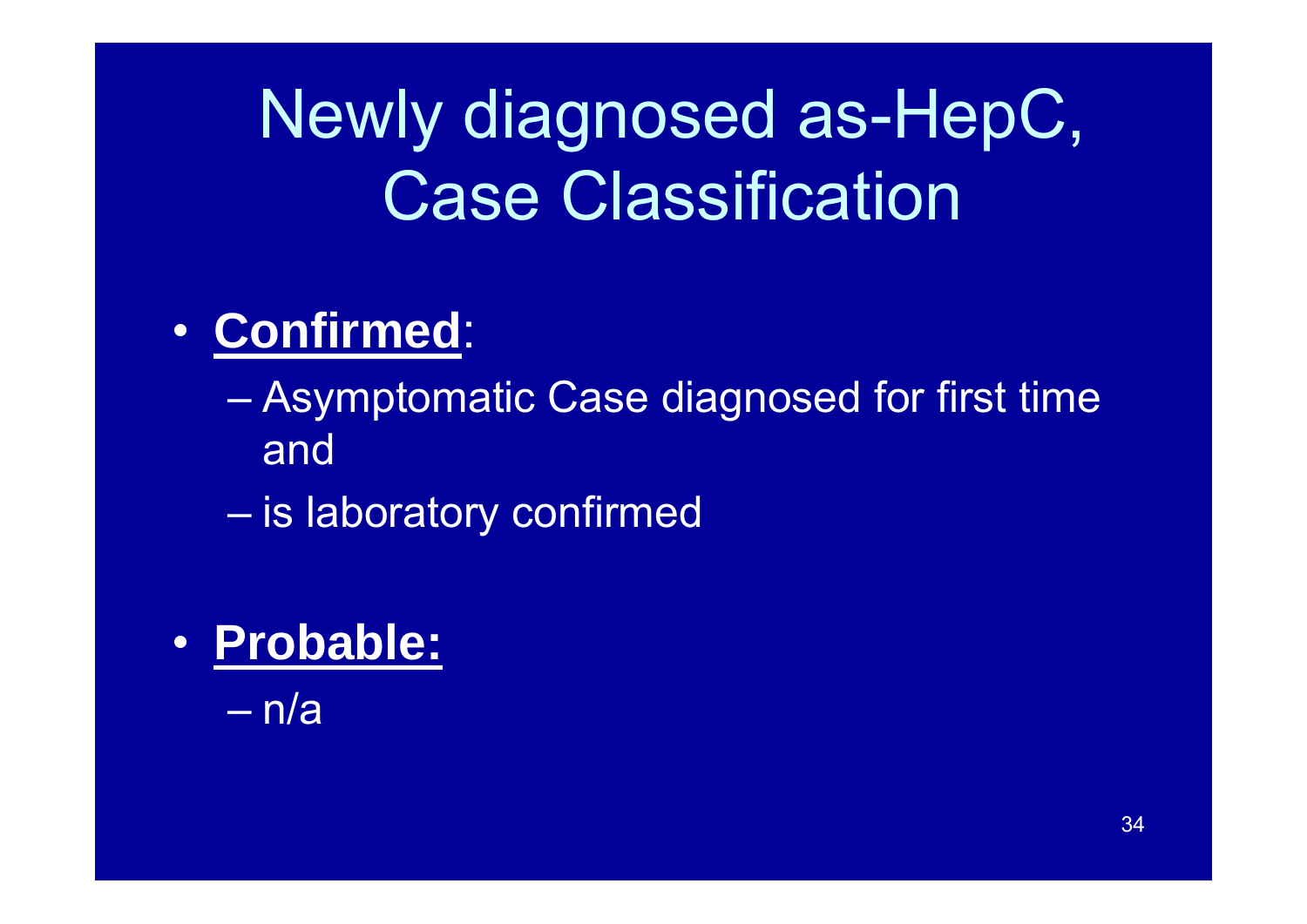# Newly diagnosed as-HepC, Case Classification

- **Confirmed**:
  - Asymptomatic Case diagnosed for first time and
  - is laboratory confirmed
- **Probable:**
  - n/a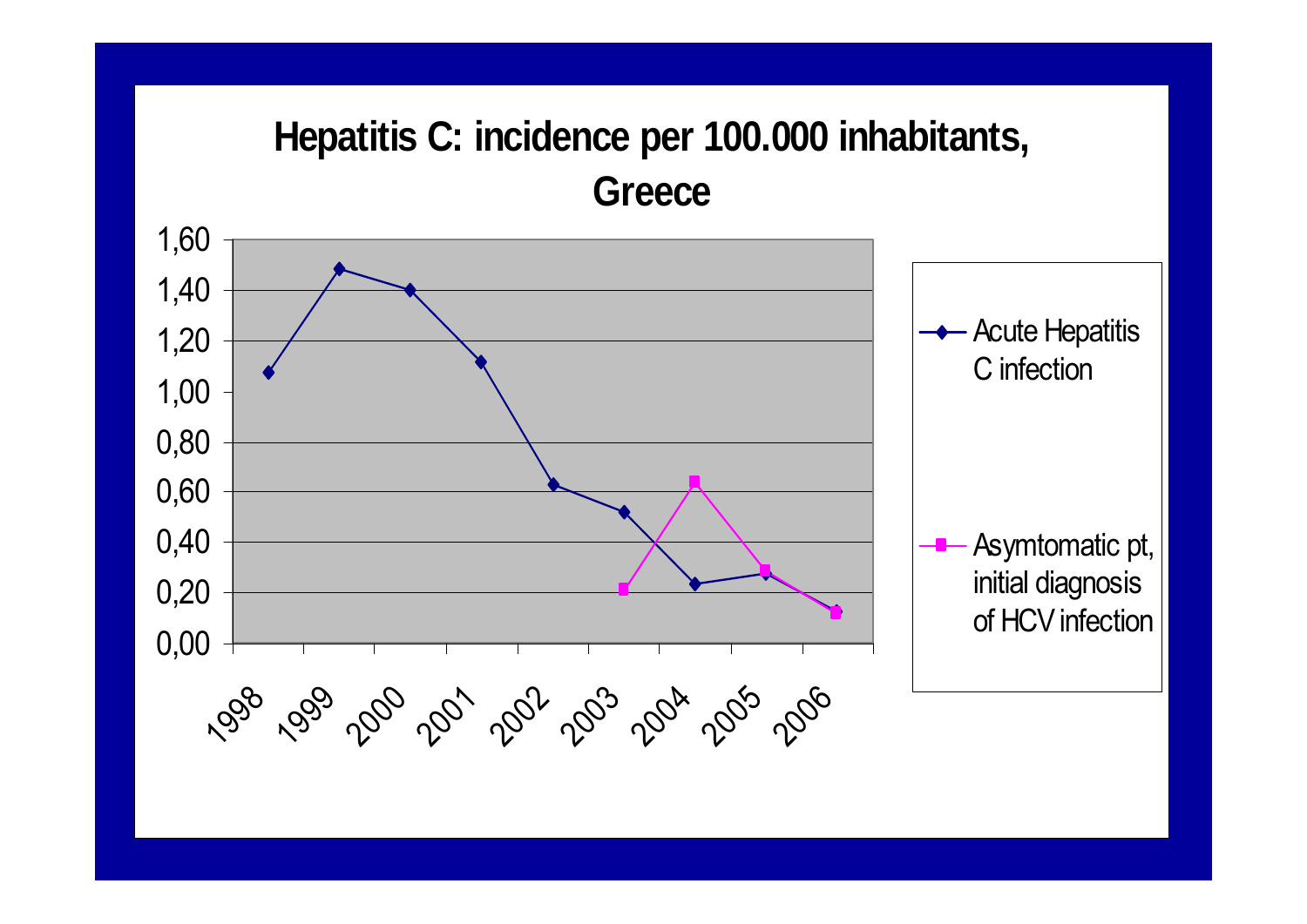# Hepatitis C: incidence per 100.000 inhabitants, Greece

| Year | Acute Hepatitis C infection | Asymtomatic pt, initial diagnosis of HCV infection |
|---|---|---|
| 1998 | 1,08 | |
| 1999 | 1,49 | |
| 2000 | 1,40 | |
| 2001 | 1,12 | |
| 2002 | 0,63 | |
| 2003 | 0,52 | 0,21 |
| 2004 | 0,23 | 0,64 |
| 2005 | 0,28 | 0,29 |
| 2006 | 0,12 | 0,12 |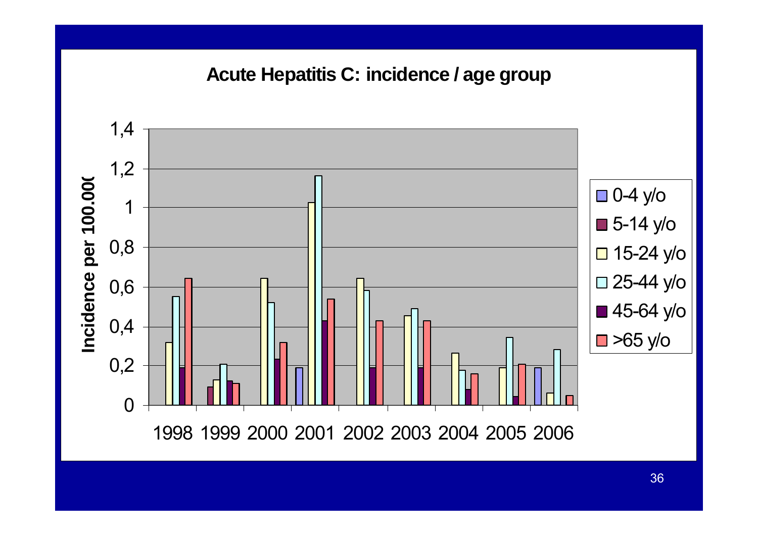## Acute Hepatitis C: incidence / age group

Incidence per 100.000

| Year | 0-4 y/o | 5-14 y/o | 15-24 y/o | 25-44 y/o | 45-64 y/o | >65 y/o |
|---|---|---|---|---|---|---|
| 1998 | | | 0,32 | 0,55 | 0,19 | 0,64 |
| 1999 | | 0,09 | 0,13 | 0,21 | 0,12 | 0,11 |
| 2000 | | | 0,64 | 0,52 | 0,23 | 0,32 |
| 2001 | 0,19 | | 1,02 | 1,16 | 0,43 | 0,54 |
| 2002 | | | 0,64 | 0,58 | 0,19 | 0,43 |
| 2003 | | | 0,45 | 0,49 | 0,19 | 0,43 |
| 2004 | | | 0,26 | 0,18 | 0,08 | 0,16 |
| 2005 | | | 0,19 | 0,34 | 0,04 | 0,21 |
| 2006 | 0,19 | | 0,06 | 0,28 | | 0,05 |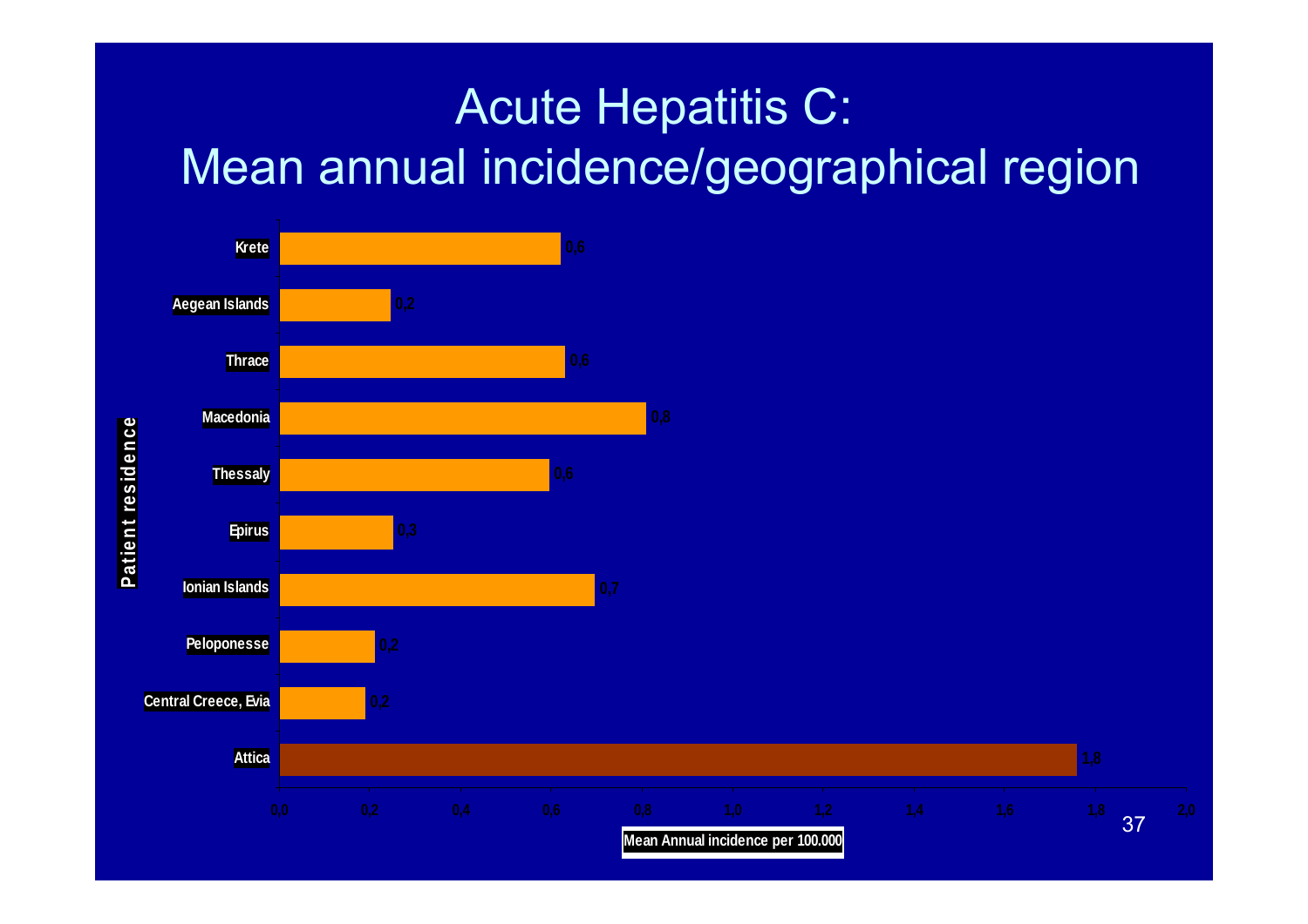# Acute Hepatitis C: Mean annual incidence/geographical region

| Patient residence | Mean Annual incidence per 100.000 |
|---|---|
| Krete | 0,6 |
| Aegean Islands | 0,2 |
| Thrace | 0,6 |
| Macedonia | 0,8 |
| Thessaly | 0,6 |
| Epirus | 0,3 |
| Ionian Islands | 0,7 |
| Peloponesse | 0,2 |
| Central Creece, Evia | 0,2 |
| Attica | 1,8 |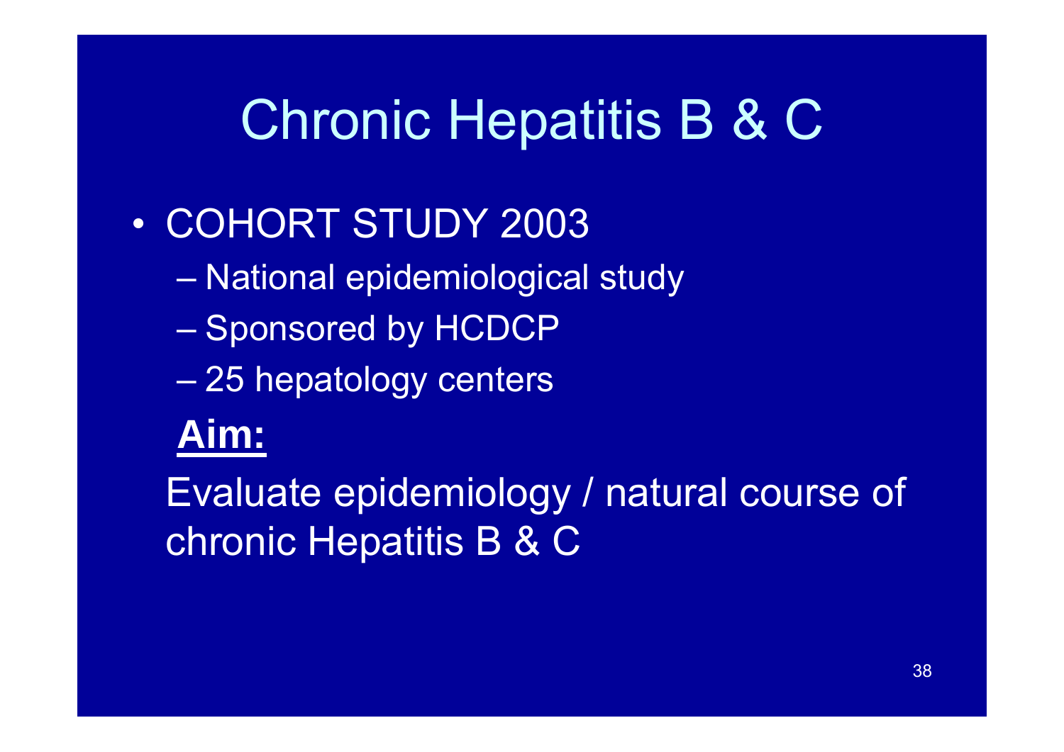# Chronic Hepatitis B & C

- COHORT STUDY 2003
  - National epidemiological study
  - Sponsored by HCDCP
  - 25 hepatology centers

**Aim:**

Evaluate epidemiology / natural course of chronic Hepatitis B & C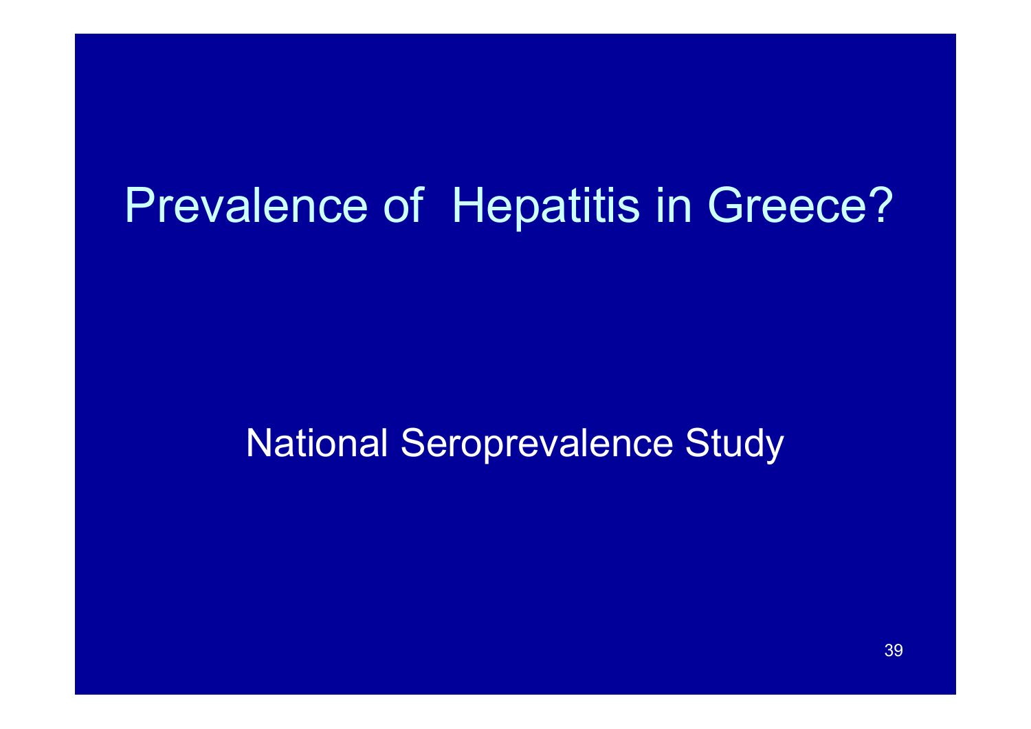# Prevalence of Hepatitis in Greece?

National Seroprevalence Study